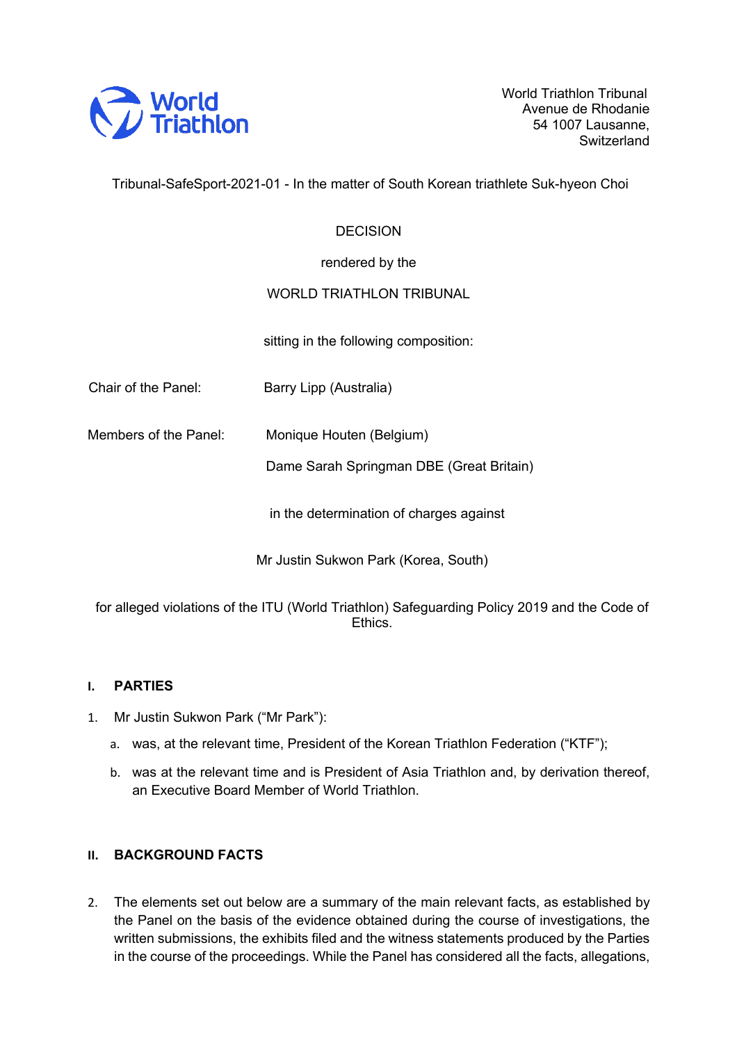World Triathlon

World Triathlon Tribunal
Avenue de Rhodanie
54 1007 Lausanne,
Switzerland

Tribunal-SafeSport-2021-01 - In the matter of South Korean triathlete Suk-hyeon Choi

DECISION

rendered by the

WORLD TRIATHLON TRIBUNAL

sitting in the following composition:

Chair of the Panel: Barry Lipp (Australia)

Members of the Panel: Monique Houten (Belgium)

Dame Sarah Springman DBE (Great Britain)

in the determination of charges against

Mr Justin Sukwon Park (Korea, South)

for alleged violations of the ITU (World Triathlon) Safeguarding Policy 2019 and the Code of Ethics.

## I. PARTIES

1. Mr Justin Sukwon Park ("Mr Park"):

   a. was, at the relevant time, President of the Korean Triathlon Federation ("KTF");

   b. was at the relevant time and is President of Asia Triathlon and, by derivation thereof, an Executive Board Member of World Triathlon.

## II. BACKGROUND FACTS

2. The elements set out below are a summary of the main relevant facts, as established by the Panel on the basis of the evidence obtained during the course of investigations, the written submissions, the exhibits filed and the witness statements produced by the Parties in the course of the proceedings. While the Panel has considered all the facts, allegations,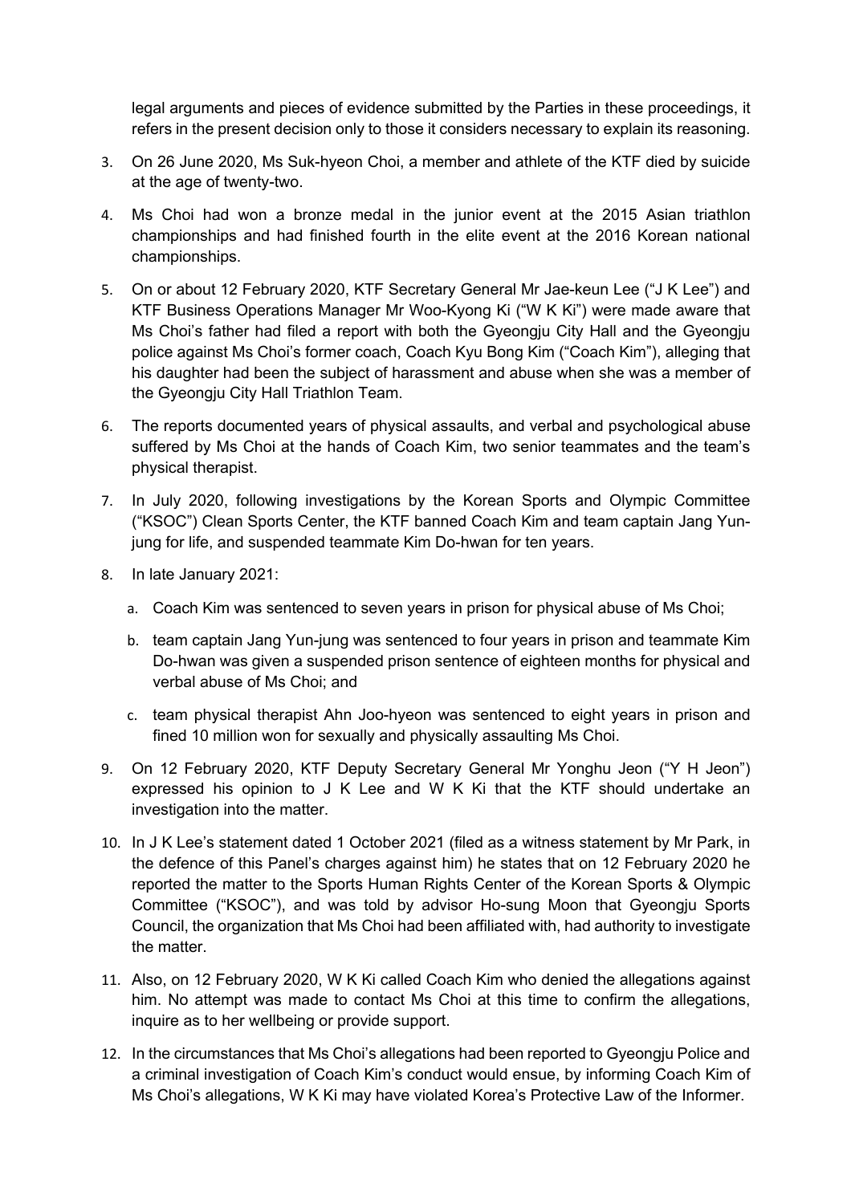legal arguments and pieces of evidence submitted by the Parties in these proceedings, it refers in the present decision only to those it considers necessary to explain its reasoning.

3. On 26 June 2020, Ms Suk-hyeon Choi, a member and athlete of the KTF died by suicide at the age of twenty-two.

4. Ms Choi had won a bronze medal in the junior event at the 2015 Asian triathlon championships and had finished fourth in the elite event at the 2016 Korean national championships.

5. On or about 12 February 2020, KTF Secretary General Mr Jae-keun Lee ("J K Lee") and KTF Business Operations Manager Mr Woo-Kyong Ki ("W K Ki") were made aware that Ms Choi's father had filed a report with both the Gyeongju City Hall and the Gyeongju police against Ms Choi's former coach, Coach Kyu Bong Kim ("Coach Kim"), alleging that his daughter had been the subject of harassment and abuse when she was a member of the Gyeongju City Hall Triathlon Team.

6. The reports documented years of physical assaults, and verbal and psychological abuse suffered by Ms Choi at the hands of Coach Kim, two senior teammates and the team's physical therapist.

7. In July 2020, following investigations by the Korean Sports and Olympic Committee ("KSOC") Clean Sports Center, the KTF banned Coach Kim and team captain Jang Yun-jung for life, and suspended teammate Kim Do-hwan for ten years.

8. In late January 2021:
   a. Coach Kim was sentenced to seven years in prison for physical abuse of Ms Choi;
   b. team captain Jang Yun-jung was sentenced to four years in prison and teammate Kim Do-hwan was given a suspended prison sentence of eighteen months for physical and verbal abuse of Ms Choi; and
   c. team physical therapist Ahn Joo-hyeon was sentenced to eight years in prison and fined 10 million won for sexually and physically assaulting Ms Choi.

9. On 12 February 2020, KTF Deputy Secretary General Mr Yonghu Jeon ("Y H Jeon") expressed his opinion to J K Lee and W K Ki that the KTF should undertake an investigation into the matter.

10. In J K Lee's statement dated 1 October 2021 (filed as a witness statement by Mr Park, in the defence of this Panel's charges against him) he states that on 12 February 2020 he reported the matter to the Sports Human Rights Center of the Korean Sports & Olympic Committee ("KSOC"), and was told by advisor Ho-sung Moon that Gyeongju Sports Council, the organization that Ms Choi had been affiliated with, had authority to investigate the matter.

11. Also, on 12 February 2020, W K Ki called Coach Kim who denied the allegations against him. No attempt was made to contact Ms Choi at this time to confirm the allegations, inquire as to her wellbeing or provide support.

12. In the circumstances that Ms Choi's allegations had been reported to Gyeongju Police and a criminal investigation of Coach Kim's conduct would ensue, by informing Coach Kim of Ms Choi's allegations, W K Ki may have violated Korea's Protective Law of the Informer.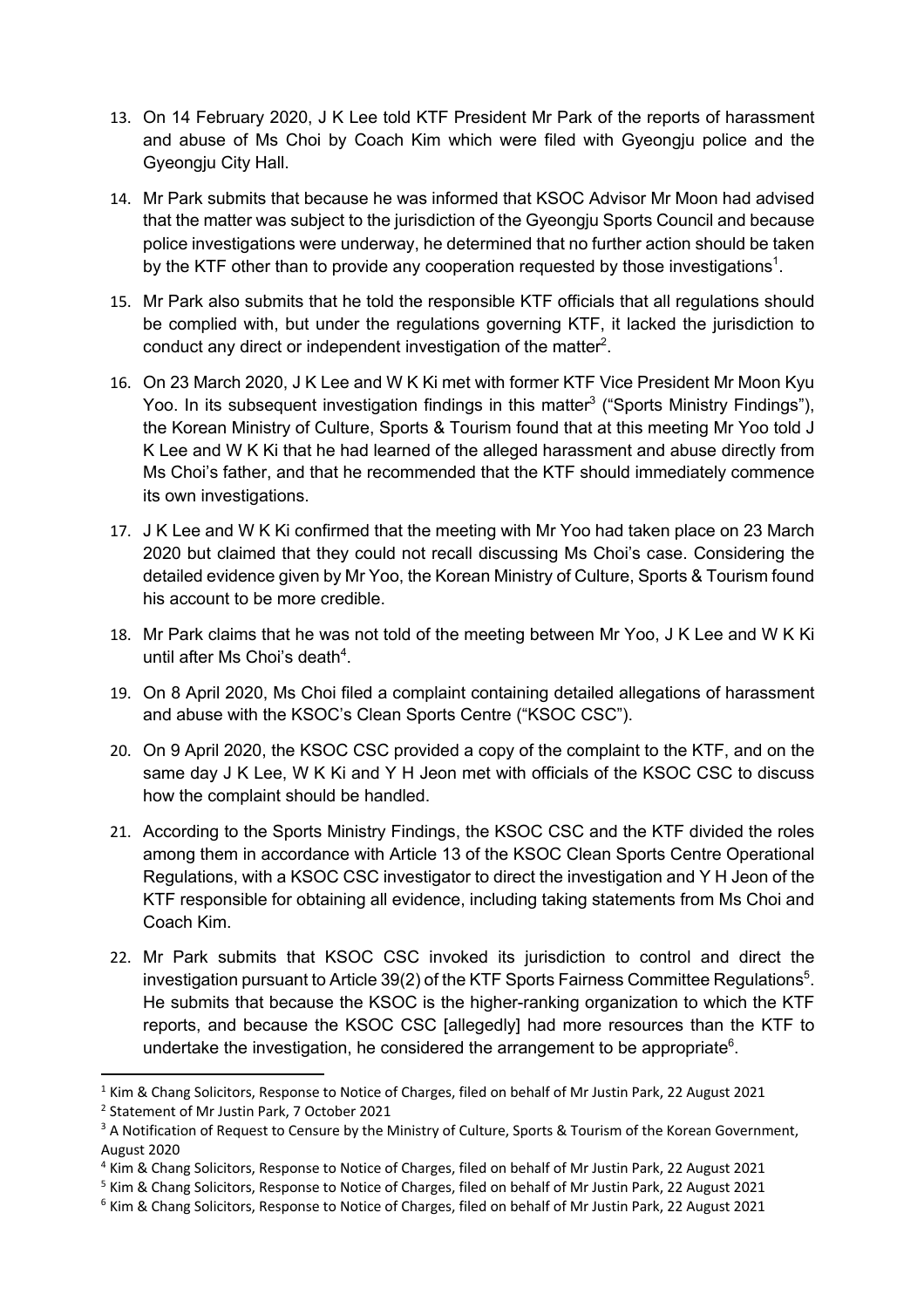13. On 14 February 2020, J K Lee told KTF President Mr Park of the reports of harassment and abuse of Ms Choi by Coach Kim which were filed with Gyeongju police and the Gyeongju City Hall.

14. Mr Park submits that because he was informed that KSOC Advisor Mr Moon had advised that the matter was subject to the jurisdiction of the Gyeongju Sports Council and because police investigations were underway, he determined that no further action should be taken by the KTF other than to provide any cooperation requested by those investigations[1].

15. Mr Park also submits that he told the responsible KTF officials that all regulations should be complied with, but under the regulations governing KTF, it lacked the jurisdiction to conduct any direct or independent investigation of the matter[2].

16. On 23 March 2020, J K Lee and W K Ki met with former KTF Vice President Mr Moon Kyu Yoo. In its subsequent investigation findings in this matter[3] ("Sports Ministry Findings"), the Korean Ministry of Culture, Sports & Tourism found that at this meeting Mr Yoo told J K Lee and W K Ki that he had learned of the alleged harassment and abuse directly from Ms Choi's father, and that he recommended that the KTF should immediately commence its own investigations.

17. J K Lee and W K Ki confirmed that the meeting with Mr Yoo had taken place on 23 March 2020 but claimed that they could not recall discussing Ms Choi's case. Considering the detailed evidence given by Mr Yoo, the Korean Ministry of Culture, Sports & Tourism found his account to be more credible.

18. Mr Park claims that he was not told of the meeting between Mr Yoo, J K Lee and W K Ki until after Ms Choi's death[4].

19. On 8 April 2020, Ms Choi filed a complaint containing detailed allegations of harassment and abuse with the KSOC's Clean Sports Centre ("KSOC CSC").

20. On 9 April 2020, the KSOC CSC provided a copy of the complaint to the KTF, and on the same day J K Lee, W K Ki and Y H Jeon met with officials of the KSOC CSC to discuss how the complaint should be handled.

21. According to the Sports Ministry Findings, the KSOC CSC and the KTF divided the roles among them in accordance with Article 13 of the KSOC Clean Sports Centre Operational Regulations, with a KSOC CSC investigator to direct the investigation and Y H Jeon of the KTF responsible for obtaining all evidence, including taking statements from Ms Choi and Coach Kim.

22. Mr Park submits that KSOC CSC invoked its jurisdiction to control and direct the investigation pursuant to Article 39(2) of the KTF Sports Fairness Committee Regulations[5]. He submits that because the KSOC is the higher-ranking organization to which the KTF reports, and because the KSOC CSC [allegedly] had more resources than the KTF to undertake the investigation, he considered the arrangement to be appropriate[6].

---

[1] Kim & Chang Solicitors, Response to Notice of Charges, filed on behalf of Mr Justin Park, 22 August 2021

[2] Statement of Mr Justin Park, 7 October 2021

[3] A Notification of Request to Censure by the Ministry of Culture, Sports & Tourism of the Korean Government, August 2020

[4] Kim & Chang Solicitors, Response to Notice of Charges, filed on behalf of Mr Justin Park, 22 August 2021

[5] Kim & Chang Solicitors, Response to Notice of Charges, filed on behalf of Mr Justin Park, 22 August 2021

[6] Kim & Chang Solicitors, Response to Notice of Charges, filed on behalf of Mr Justin Park, 22 August 2021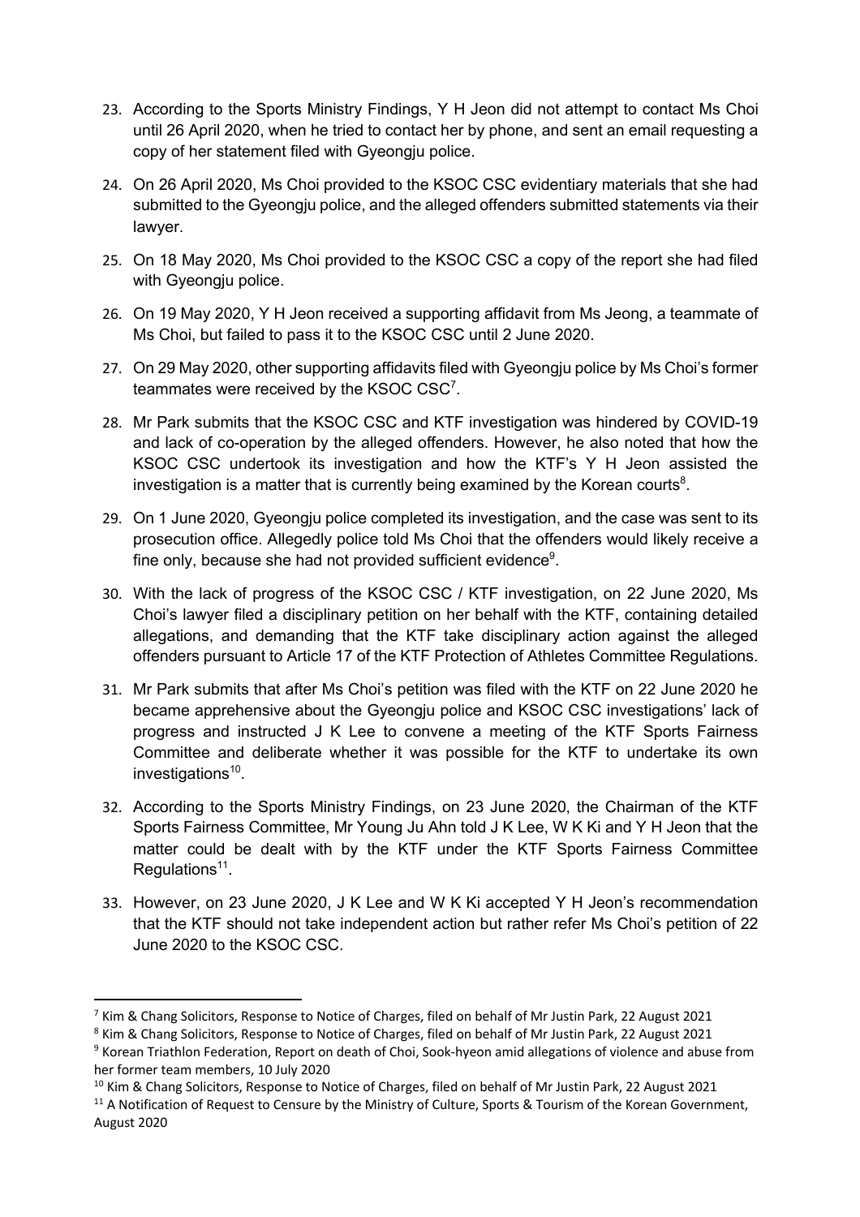23. According to the Sports Ministry Findings, Y H Jeon did not attempt to contact Ms Choi until 26 April 2020, when he tried to contact her by phone, and sent an email requesting a copy of her statement filed with Gyeongju police.

24. On 26 April 2020, Ms Choi provided to the KSOC CSC evidentiary materials that she had submitted to the Gyeongju police, and the alleged offenders submitted statements via their lawyer.

25. On 18 May 2020, Ms Choi provided to the KSOC CSC a copy of the report she had filed with Gyeongju police.

26. On 19 May 2020, Y H Jeon received a supporting affidavit from Ms Jeong, a teammate of Ms Choi, but failed to pass it to the KSOC CSC until 2 June 2020.

27. On 29 May 2020, other supporting affidavits filed with Gyeongju police by Ms Choi's former teammates were received by the KSOC CSC[7].

28. Mr Park submits that the KSOC CSC and KTF investigation was hindered by COVID-19 and lack of co-operation by the alleged offenders. However, he also noted that how the KSOC CSC undertook its investigation and how the KTF's Y H Jeon assisted the investigation is a matter that is currently being examined by the Korean courts[8].

29. On 1 June 2020, Gyeongju police completed its investigation, and the case was sent to its prosecution office. Allegedly police told Ms Choi that the offenders would likely receive a fine only, because she had not provided sufficient evidence[9].

30. With the lack of progress of the KSOC CSC / KTF investigation, on 22 June 2020, Ms Choi's lawyer filed a disciplinary petition on her behalf with the KTF, containing detailed allegations, and demanding that the KTF take disciplinary action against the alleged offenders pursuant to Article 17 of the KTF Protection of Athletes Committee Regulations.

31. Mr Park submits that after Ms Choi's petition was filed with the KTF on 22 June 2020 he became apprehensive about the Gyeongju police and KSOC CSC investigations' lack of progress and instructed J K Lee to convene a meeting of the KTF Sports Fairness Committee and deliberate whether it was possible for the KTF to undertake its own investigations[10].

32. According to the Sports Ministry Findings, on 23 June 2020, the Chairman of the KTF Sports Fairness Committee, Mr Young Ju Ahn told J K Lee, W K Ki and Y H Jeon that the matter could be dealt with by the KTF under the KTF Sports Fairness Committee Regulations[11].

33. However, on 23 June 2020, J K Lee and W K Ki accepted Y H Jeon's recommendation that the KTF should not take independent action but rather refer Ms Choi's petition of 22 June 2020 to the KSOC CSC.

---

[7] Kim & Chang Solicitors, Response to Notice of Charges, filed on behalf of Mr Justin Park, 22 August 2021

[8] Kim & Chang Solicitors, Response to Notice of Charges, filed on behalf of Mr Justin Park, 22 August 2021

[9] Korean Triathlon Federation, Report on death of Choi, Sook-hyeon amid allegations of violence and abuse from her former team members, 10 July 2020

[10] Kim & Chang Solicitors, Response to Notice of Charges, filed on behalf of Mr Justin Park, 22 August 2021

[11] A Notification of Request to Censure by the Ministry of Culture, Sports & Tourism of the Korean Government, August 2020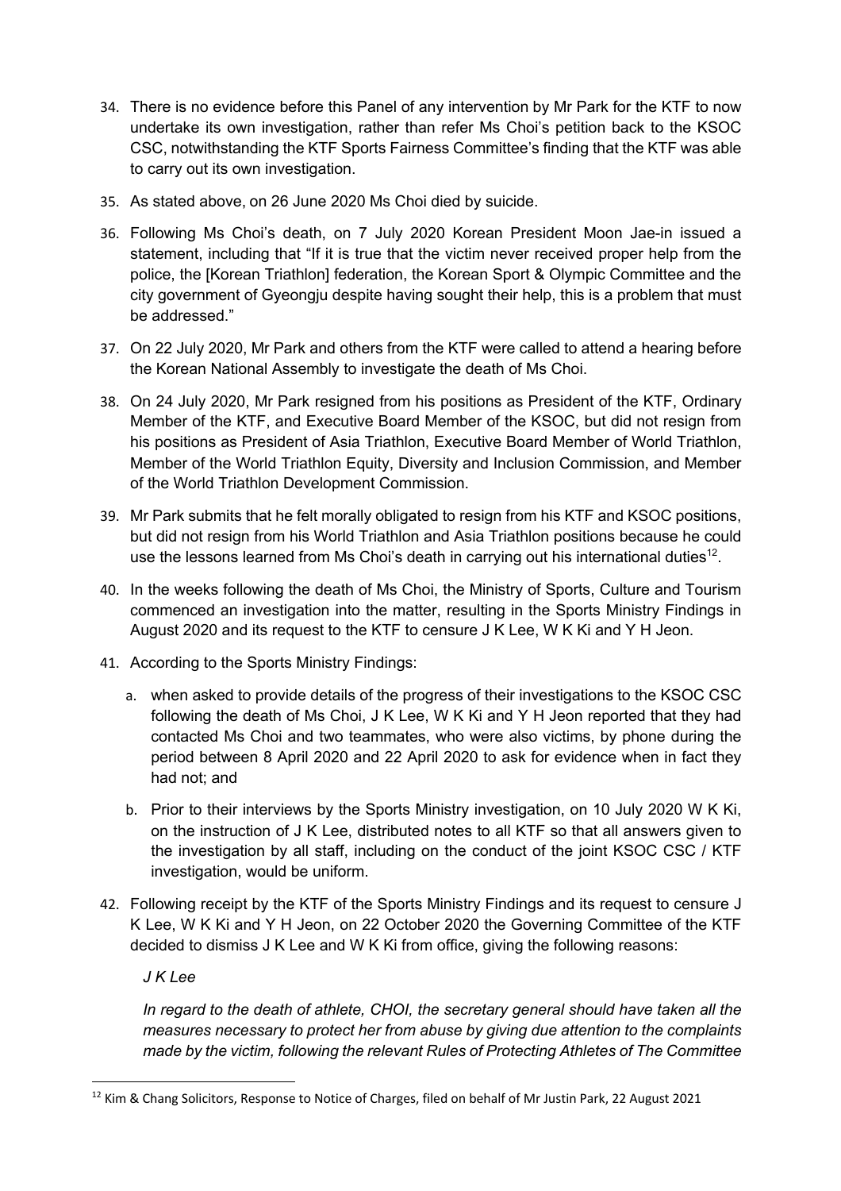34. There is no evidence before this Panel of any intervention by Mr Park for the KTF to now undertake its own investigation, rather than refer Ms Choi's petition back to the KSOC CSC, notwithstanding the KTF Sports Fairness Committee's finding that the KTF was able to carry out its own investigation.

35. As stated above, on 26 June 2020 Ms Choi died by suicide.

36. Following Ms Choi's death, on 7 July 2020 Korean President Moon Jae-in issued a statement, including that "If it is true that the victim never received proper help from the police, the [Korean Triathlon] federation, the Korean Sport & Olympic Committee and the city government of Gyeongju despite having sought their help, this is a problem that must be addressed."

37. On 22 July 2020, Mr Park and others from the KTF were called to attend a hearing before the Korean National Assembly to investigate the death of Ms Choi.

38. On 24 July 2020, Mr Park resigned from his positions as President of the KTF, Ordinary Member of the KTF, and Executive Board Member of the KSOC, but did not resign from his positions as President of Asia Triathlon, Executive Board Member of World Triathlon, Member of the World Triathlon Equity, Diversity and Inclusion Commission, and Member of the World Triathlon Development Commission.

39. Mr Park submits that he felt morally obligated to resign from his KTF and KSOC positions, but did not resign from his World Triathlon and Asia Triathlon positions because he could use the lessons learned from Ms Choi's death in carrying out his international duties[12].

40. In the weeks following the death of Ms Choi, the Ministry of Sports, Culture and Tourism commenced an investigation into the matter, resulting in the Sports Ministry Findings in August 2020 and its request to the KTF to censure J K Lee, W K Ki and Y H Jeon.

41. According to the Sports Ministry Findings:

    a. when asked to provide details of the progress of their investigations to the KSOC CSC following the death of Ms Choi, J K Lee, W K Ki and Y H Jeon reported that they had contacted Ms Choi and two teammates, who were also victims, by phone during the period between 8 April 2020 and 22 April 2020 to ask for evidence when in fact they had not; and

    b. Prior to their interviews by the Sports Ministry investigation, on 10 July 2020 W K Ki, on the instruction of J K Lee, distributed notes to all KTF so that all answers given to the investigation by all staff, including on the conduct of the joint KSOC CSC / KTF investigation, would be uniform.

42. Following receipt by the KTF of the Sports Ministry Findings and its request to censure J K Lee, W K Ki and Y H Jeon, on 22 October 2020 the Governing Committee of the KTF decided to dismiss J K Lee and W K Ki from office, giving the following reasons:

    *J K Lee*

    *In regard to the death of athlete, CHOI, the secretary general should have taken all the measures necessary to protect her from abuse by giving due attention to the complaints made by the victim, following the relevant Rules of Protecting Athletes of The Committee*

---

[12] Kim & Chang Solicitors, Response to Notice of Charges, filed on behalf of Mr Justin Park, 22 August 2021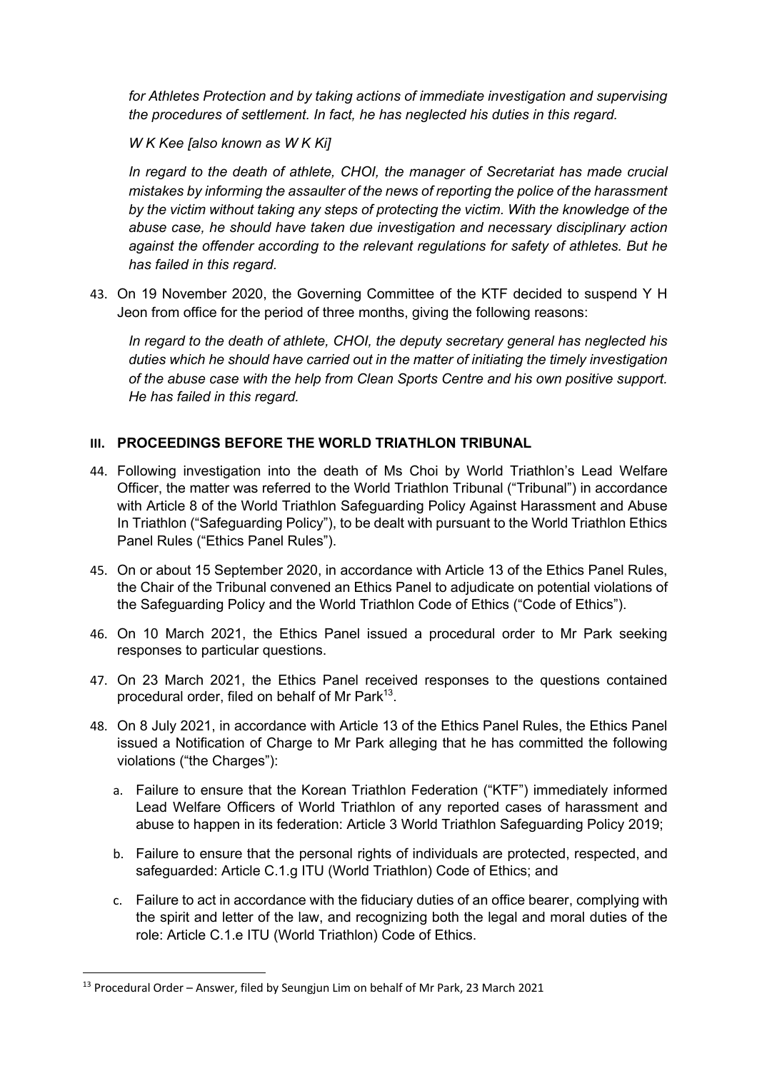*for Athletes Protection and by taking actions of immediate investigation and supervising the procedures of settlement. In fact, he has neglected his duties in this regard.*

*W K Kee [also known as W K Ki]*

*In regard to the death of athlete, CHOI, the manager of Secretariat has made crucial mistakes by informing the assaulter of the news of reporting the police of the harassment by the victim without taking any steps of protecting the victim. With the knowledge of the abuse case, he should have taken due investigation and necessary disciplinary action against the offender according to the relevant regulations for safety of athletes. But he has failed in this regard.*

43. On 19 November 2020, the Governing Committee of the KTF decided to suspend Y H Jeon from office for the period of three months, giving the following reasons:

    *In regard to the death of athlete, CHOI, the deputy secretary general has neglected his duties which he should have carried out in the matter of initiating the timely investigation of the abuse case with the help from Clean Sports Centre and his own positive support. He has failed in this regard.*

## III. PROCEEDINGS BEFORE THE WORLD TRIATHLON TRIBUNAL

44. Following investigation into the death of Ms Choi by World Triathlon's Lead Welfare Officer, the matter was referred to the World Triathlon Tribunal ("Tribunal") in accordance with Article 8 of the World Triathlon Safeguarding Policy Against Harassment and Abuse In Triathlon ("Safeguarding Policy"), to be dealt with pursuant to the World Triathlon Ethics Panel Rules ("Ethics Panel Rules").

45. On or about 15 September 2020, in accordance with Article 13 of the Ethics Panel Rules, the Chair of the Tribunal convened an Ethics Panel to adjudicate on potential violations of the Safeguarding Policy and the World Triathlon Code of Ethics ("Code of Ethics").

46. On 10 March 2021, the Ethics Panel issued a procedural order to Mr Park seeking responses to particular questions.

47. On 23 March 2021, the Ethics Panel received responses to the questions contained procedural order, filed on behalf of Mr Park[13].

48. On 8 July 2021, in accordance with Article 13 of the Ethics Panel Rules, the Ethics Panel issued a Notification of Charge to Mr Park alleging that he has committed the following violations ("the Charges"):

    a. Failure to ensure that the Korean Triathlon Federation ("KTF") immediately informed Lead Welfare Officers of World Triathlon of any reported cases of harassment and abuse to happen in its federation: Article 3 World Triathlon Safeguarding Policy 2019;

    b. Failure to ensure that the personal rights of individuals are protected, respected, and safeguarded: Article C.1.g ITU (World Triathlon) Code of Ethics; and

    c. Failure to act in accordance with the fiduciary duties of an office bearer, complying with the spirit and letter of the law, and recognizing both the legal and moral duties of the role: Article C.1.e ITU (World Triathlon) Code of Ethics.

---

[13] Procedural Order – Answer, filed by Seungjun Lim on behalf of Mr Park, 23 March 2021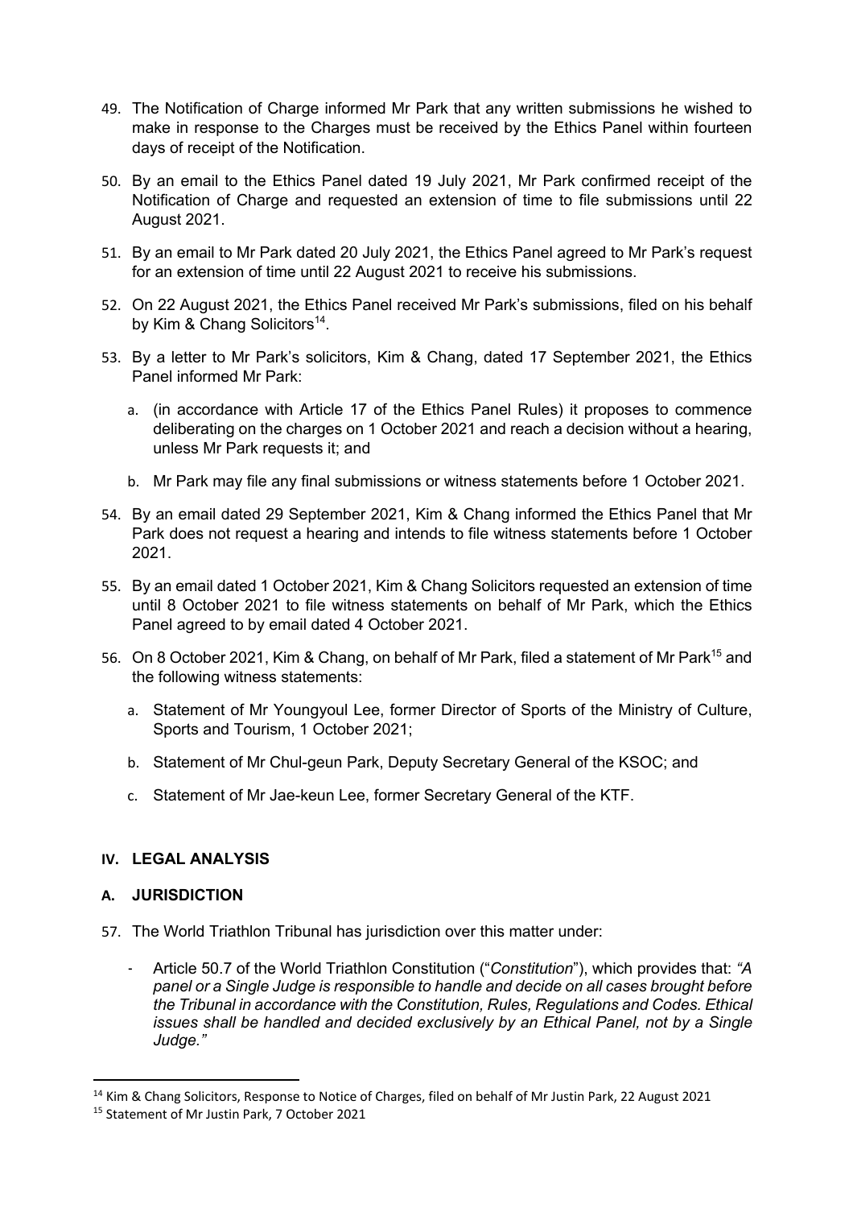49. The Notification of Charge informed Mr Park that any written submissions he wished to make in response to the Charges must be received by the Ethics Panel within fourteen days of receipt of the Notification.

50. By an email to the Ethics Panel dated 19 July 2021, Mr Park confirmed receipt of the Notification of Charge and requested an extension of time to file submissions until 22 August 2021.

51. By an email to Mr Park dated 20 July 2021, the Ethics Panel agreed to Mr Park's request for an extension of time until 22 August 2021 to receive his submissions.

52. On 22 August 2021, the Ethics Panel received Mr Park's submissions, filed on his behalf by Kim & Chang Solicitors[14].

53. By a letter to Mr Park's solicitors, Kim & Chang, dated 17 September 2021, the Ethics Panel informed Mr Park:

    a. (in accordance with Article 17 of the Ethics Panel Rules) it proposes to commence deliberating on the charges on 1 October 2021 and reach a decision without a hearing, unless Mr Park requests it; and

    b. Mr Park may file any final submissions or witness statements before 1 October 2021.

54. By an email dated 29 September 2021, Kim & Chang informed the Ethics Panel that Mr Park does not request a hearing and intends to file witness statements before 1 October 2021.

55. By an email dated 1 October 2021, Kim & Chang Solicitors requested an extension of time until 8 October 2021 to file witness statements on behalf of Mr Park, which the Ethics Panel agreed to by email dated 4 October 2021.

56. On 8 October 2021, Kim & Chang, on behalf of Mr Park, filed a statement of Mr Park[15] and the following witness statements:

    a. Statement of Mr Youngyoul Lee, former Director of Sports of the Ministry of Culture, Sports and Tourism, 1 October 2021;

    b. Statement of Mr Chul-geun Park, Deputy Secretary General of the KSOC; and

    c. Statement of Mr Jae-keun Lee, former Secretary General of the KTF.

## IV. LEGAL ANALYSIS

### A. JURISDICTION

57. The World Triathlon Tribunal has jurisdiction over this matter under:

    - Article 50.7 of the World Triathlon Constitution ("*Constitution*"), which provides that: *"A panel or a Single Judge is responsible to handle and decide on all cases brought before the Tribunal in accordance with the Constitution, Rules, Regulations and Codes. Ethical issues shall be handled and decided exclusively by an Ethical Panel, not by a Single Judge."*

---

[14] Kim & Chang Solicitors, Response to Notice of Charges, filed on behalf of Mr Justin Park, 22 August 2021

[15] Statement of Mr Justin Park, 7 October 2021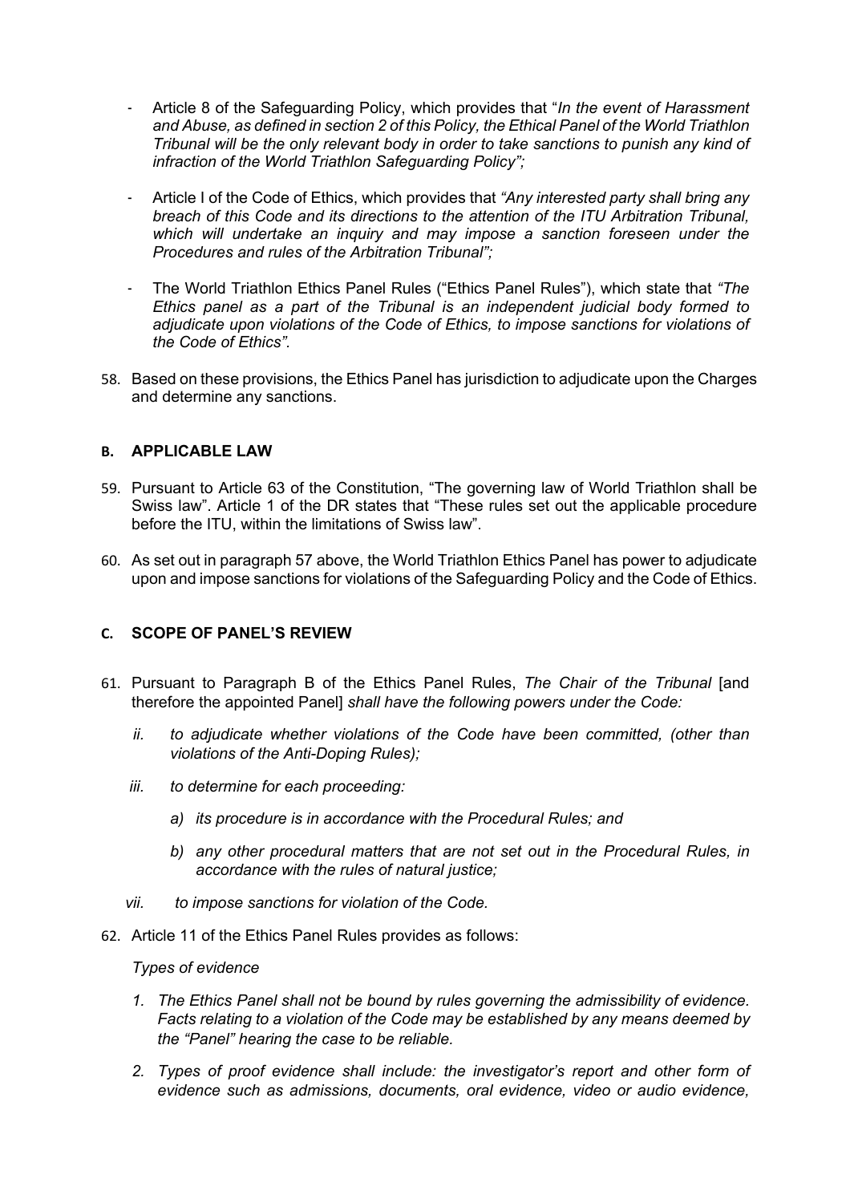- Article 8 of the Safeguarding Policy, which provides that "*In the event of Harassment and Abuse, as defined in section 2 of this Policy, the Ethical Panel of the World Triathlon Tribunal will be the only relevant body in order to take sanctions to punish any kind of infraction of the World Triathlon Safeguarding Policy";*
- Article I of the Code of Ethics, which provides that *"Any interested party shall bring any breach of this Code and its directions to the attention of the ITU Arbitration Tribunal, which will undertake an inquiry and may impose a sanction foreseen under the Procedures and rules of the Arbitration Tribunal";*
- The World Triathlon Ethics Panel Rules ("Ethics Panel Rules"), which state that *"The Ethics panel as a part of the Tribunal is an independent judicial body formed to adjudicate upon violations of the Code of Ethics, to impose sanctions for violations of the Code of Ethics".*

58. Based on these provisions, the Ethics Panel has jurisdiction to adjudicate upon the Charges and determine any sanctions.

## B. APPLICABLE LAW

59. Pursuant to Article 63 of the Constitution, "The governing law of World Triathlon shall be Swiss law". Article 1 of the DR states that "These rules set out the applicable procedure before the ITU, within the limitations of Swiss law".

60. As set out in paragraph 57 above, the World Triathlon Ethics Panel has power to adjudicate upon and impose sanctions for violations of the Safeguarding Policy and the Code of Ethics.

## C. SCOPE OF PANEL'S REVIEW

61. Pursuant to Paragraph B of the Ethics Panel Rules, *The Chair of the Tribunal* [and therefore the appointed Panel] *shall have the following powers under the Code:*

    *ii. to adjudicate whether violations of the Code have been committed, (other than violations of the Anti-Doping Rules);*

    *iii. to determine for each proceeding:*

    *a) its procedure is in accordance with the Procedural Rules; and*

    *b) any other procedural matters that are not set out in the Procedural Rules, in accordance with the rules of natural justice;*

    *vii. to impose sanctions for violation of the Code.*

62. Article 11 of the Ethics Panel Rules provides as follows:

    *Types of evidence*

    *1. The Ethics Panel shall not be bound by rules governing the admissibility of evidence. Facts relating to a violation of the Code may be established by any means deemed by the "Panel" hearing the case to be reliable.*

    *2. Types of proof evidence shall include: the investigator's report and other form of evidence such as admissions, documents, oral evidence, video or audio evidence,*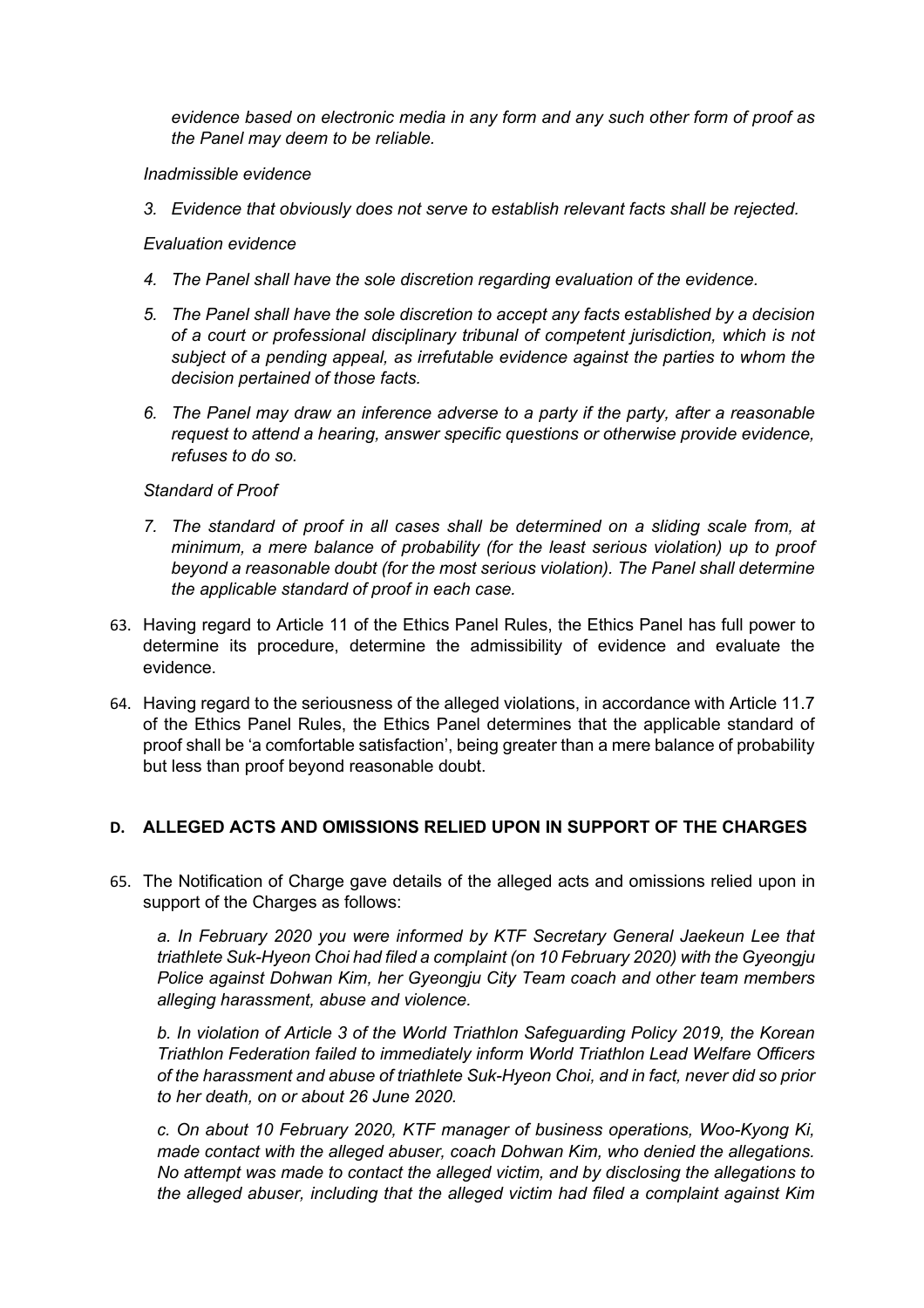*evidence based on electronic media in any form and any such other form of proof as the Panel may deem to be reliable.*

*Inadmissible evidence*

*3. Evidence that obviously does not serve to establish relevant facts shall be rejected.*

*Evaluation evidence*

*4. The Panel shall have the sole discretion regarding evaluation of the evidence.*

*5. The Panel shall have the sole discretion to accept any facts established by a decision of a court or professional disciplinary tribunal of competent jurisdiction, which is not subject of a pending appeal, as irrefutable evidence against the parties to whom the decision pertained of those facts.*

*6. The Panel may draw an inference adverse to a party if the party, after a reasonable request to attend a hearing, answer specific questions or otherwise provide evidence, refuses to do so.*

*Standard of Proof*

*7. The standard of proof in all cases shall be determined on a sliding scale from, at minimum, a mere balance of probability (for the least serious violation) up to proof beyond a reasonable doubt (for the most serious violation). The Panel shall determine the applicable standard of proof in each case.*

63. Having regard to Article 11 of the Ethics Panel Rules, the Ethics Panel has full power to determine its procedure, determine the admissibility of evidence and evaluate the evidence.

64. Having regard to the seriousness of the alleged violations, in accordance with Article 11.7 of the Ethics Panel Rules, the Ethics Panel determines that the applicable standard of proof shall be 'a comfortable satisfaction', being greater than a mere balance of probability but less than proof beyond reasonable doubt.

## D. ALLEGED ACTS AND OMISSIONS RELIED UPON IN SUPPORT OF THE CHARGES

65. The Notification of Charge gave details of the alleged acts and omissions relied upon in support of the Charges as follows:

    *a. In February 2020 you were informed by KTF Secretary General Jaekeun Lee that triathlete Suk-Hyeon Choi had filed a complaint (on 10 February 2020) with the Gyeongju Police against Dohwan Kim, her Gyeongju City Team coach and other team members alleging harassment, abuse and violence.*

    *b. In violation of Article 3 of the World Triathlon Safeguarding Policy 2019, the Korean Triathlon Federation failed to immediately inform World Triathlon Lead Welfare Officers of the harassment and abuse of triathlete Suk-Hyeon Choi, and in fact, never did so prior to her death, on or about 26 June 2020.*

    *c. On about 10 February 2020, KTF manager of business operations, Woo-Kyong Ki, made contact with the alleged abuser, coach Dohwan Kim, who denied the allegations. No attempt was made to contact the alleged victim, and by disclosing the allegations to the alleged abuser, including that the alleged victim had filed a complaint against Kim*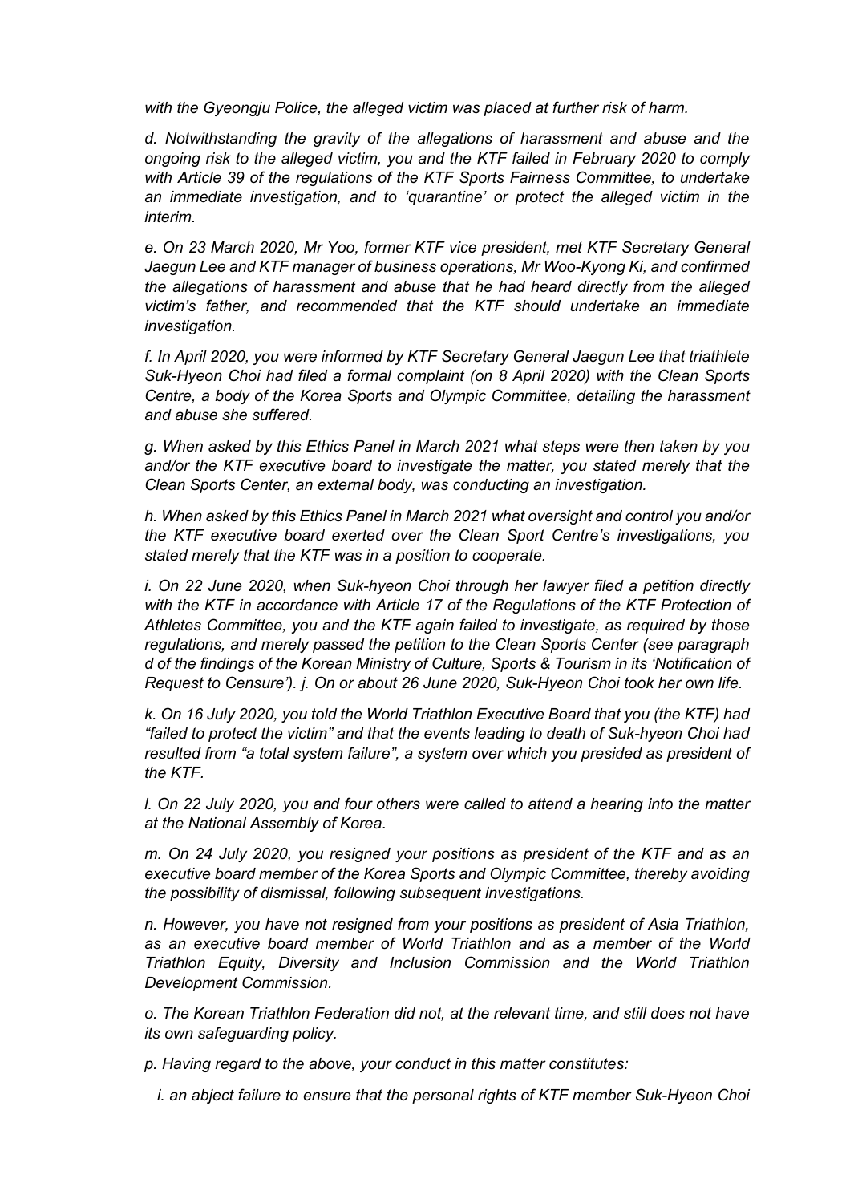*with the Gyeongju Police, the alleged victim was placed at further risk of harm.*

*d. Notwithstanding the gravity of the allegations of harassment and abuse and the ongoing risk to the alleged victim, you and the KTF failed in February 2020 to comply with Article 39 of the regulations of the KTF Sports Fairness Committee, to undertake an immediate investigation, and to 'quarantine' or protect the alleged victim in the interim.*

*e. On 23 March 2020, Mr Yoo, former KTF vice president, met KTF Secretary General Jaegun Lee and KTF manager of business operations, Mr Woo-Kyong Ki, and confirmed the allegations of harassment and abuse that he had heard directly from the alleged victim's father, and recommended that the KTF should undertake an immediate investigation.*

*f. In April 2020, you were informed by KTF Secretary General Jaegun Lee that triathlete Suk-Hyeon Choi had filed a formal complaint (on 8 April 2020) with the Clean Sports Centre, a body of the Korea Sports and Olympic Committee, detailing the harassment and abuse she suffered.*

*g. When asked by this Ethics Panel in March 2021 what steps were then taken by you and/or the KTF executive board to investigate the matter, you stated merely that the Clean Sports Center, an external body, was conducting an investigation.*

*h. When asked by this Ethics Panel in March 2021 what oversight and control you and/or the KTF executive board exerted over the Clean Sport Centre's investigations, you stated merely that the KTF was in a position to cooperate.*

*i. On 22 June 2020, when Suk-hyeon Choi through her lawyer filed a petition directly with the KTF in accordance with Article 17 of the Regulations of the KTF Protection of Athletes Committee, you and the KTF again failed to investigate, as required by those regulations, and merely passed the petition to the Clean Sports Center (see paragraph d of the findings of the Korean Ministry of Culture, Sports & Tourism in its 'Notification of Request to Censure'). j. On or about 26 June 2020, Suk-Hyeon Choi took her own life.*

*k. On 16 July 2020, you told the World Triathlon Executive Board that you (the KTF) had "failed to protect the victim" and that the events leading to death of Suk-hyeon Choi had resulted from "a total system failure", a system over which you presided as president of the KTF.*

*l. On 22 July 2020, you and four others were called to attend a hearing into the matter at the National Assembly of Korea.*

*m. On 24 July 2020, you resigned your positions as president of the KTF and as an executive board member of the Korea Sports and Olympic Committee, thereby avoiding the possibility of dismissal, following subsequent investigations.*

*n. However, you have not resigned from your positions as president of Asia Triathlon, as an executive board member of World Triathlon and as a member of the World Triathlon Equity, Diversity and Inclusion Commission and the World Triathlon Development Commission.*

*o. The Korean Triathlon Federation did not, at the relevant time, and still does not have its own safeguarding policy.*

*p. Having regard to the above, your conduct in this matter constitutes:*

*i. an abject failure to ensure that the personal rights of KTF member Suk-Hyeon Choi*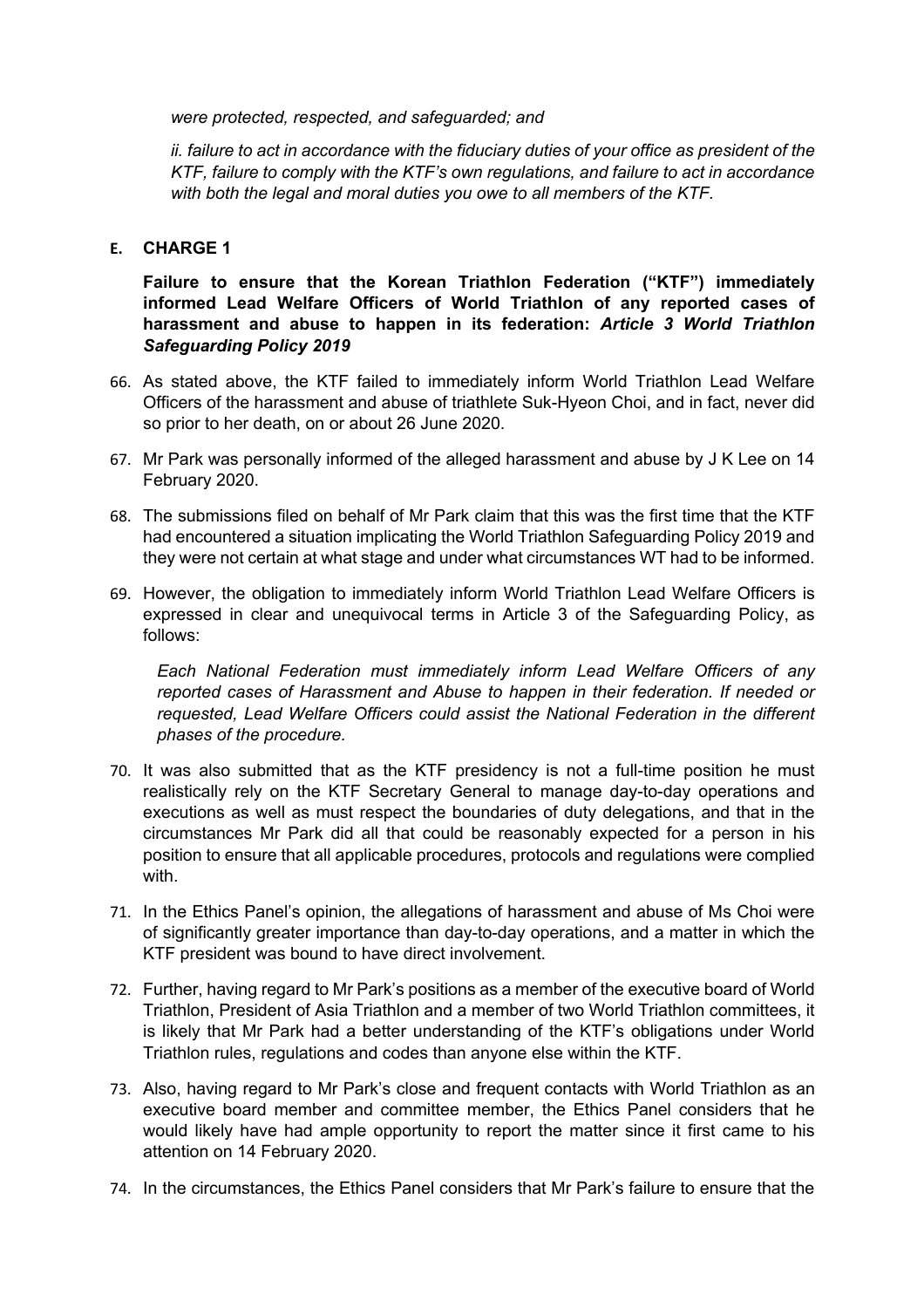*were protected, respected, and safeguarded; and*

*ii. failure to act in accordance with the fiduciary duties of your office as president of the KTF, failure to comply with the KTF's own regulations, and failure to act in accordance with both the legal and moral duties you owe to all members of the KTF.*

## E. CHARGE 1

**Failure to ensure that the Korean Triathlon Federation ("KTF") immediately informed Lead Welfare Officers of World Triathlon of any reported cases of harassment and abuse to happen in its federation:** ***Article 3 World Triathlon Safeguarding Policy 2019***

66. As stated above, the KTF failed to immediately inform World Triathlon Lead Welfare Officers of the harassment and abuse of triathlete Suk-Hyeon Choi, and in fact, never did so prior to her death, on or about 26 June 2020.

67. Mr Park was personally informed of the alleged harassment and abuse by J K Lee on 14 February 2020.

68. The submissions filed on behalf of Mr Park claim that this was the first time that the KTF had encountered a situation implicating the World Triathlon Safeguarding Policy 2019 and they were not certain at what stage and under what circumstances WT had to be informed.

69. However, the obligation to immediately inform World Triathlon Lead Welfare Officers is expressed in clear and unequivocal terms in Article 3 of the Safeguarding Policy, as follows:

    *Each National Federation must immediately inform Lead Welfare Officers of any reported cases of Harassment and Abuse to happen in their federation. If needed or requested, Lead Welfare Officers could assist the National Federation in the different phases of the procedure.*

70. It was also submitted that as the KTF presidency is not a full-time position he must realistically rely on the KTF Secretary General to manage day-to-day operations and executions as well as must respect the boundaries of duty delegations, and that in the circumstances Mr Park did all that could be reasonably expected for a person in his position to ensure that all applicable procedures, protocols and regulations were complied with.

71. In the Ethics Panel's opinion, the allegations of harassment and abuse of Ms Choi were of significantly greater importance than day-to-day operations, and a matter in which the KTF president was bound to have direct involvement.

72. Further, having regard to Mr Park's positions as a member of the executive board of World Triathlon, President of Asia Triathlon and a member of two World Triathlon committees, it is likely that Mr Park had a better understanding of the KTF's obligations under World Triathlon rules, regulations and codes than anyone else within the KTF.

73. Also, having regard to Mr Park's close and frequent contacts with World Triathlon as an executive board member and committee member, the Ethics Panel considers that he would likely have had ample opportunity to report the matter since it first came to his attention on 14 February 2020.

74. In the circumstances, the Ethics Panel considers that Mr Park's failure to ensure that the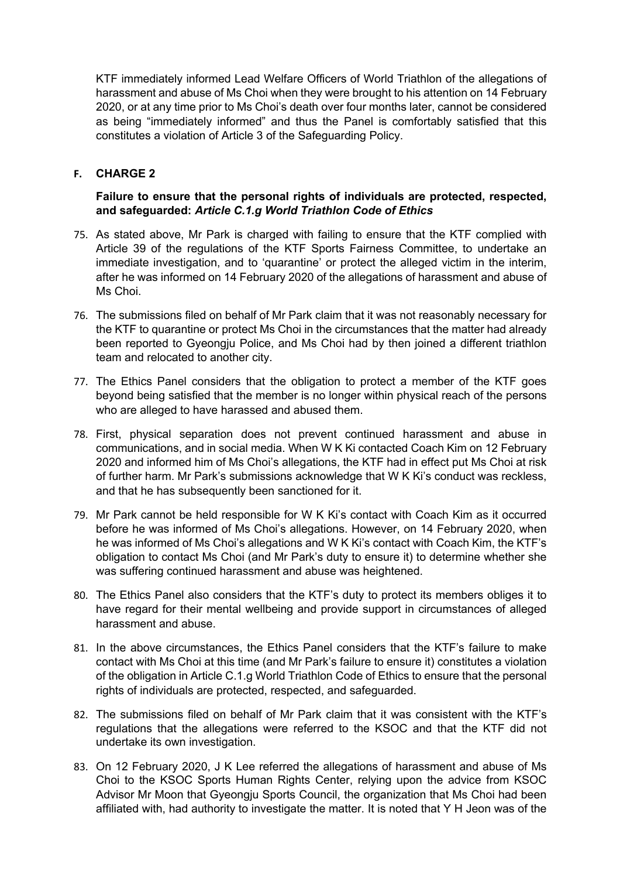KTF immediately informed Lead Welfare Officers of World Triathlon of the allegations of harassment and abuse of Ms Choi when they were brought to his attention on 14 February 2020, or at any time prior to Ms Choi's death over four months later, cannot be considered as being "immediately informed" and thus the Panel is comfortably satisfied that this constitutes a violation of Article 3 of the Safeguarding Policy.

## F. CHARGE 2

### Failure to ensure that the personal rights of individuals are protected, respected, and safeguarded: *Article C.1.g World Triathlon Code of Ethics*

75. As stated above, Mr Park is charged with failing to ensure that the KTF complied with Article 39 of the regulations of the KTF Sports Fairness Committee, to undertake an immediate investigation, and to 'quarantine' or protect the alleged victim in the interim, after he was informed on 14 February 2020 of the allegations of harassment and abuse of Ms Choi.

76. The submissions filed on behalf of Mr Park claim that it was not reasonably necessary for the KTF to quarantine or protect Ms Choi in the circumstances that the matter had already been reported to Gyeongju Police, and Ms Choi had by then joined a different triathlon team and relocated to another city.

77. The Ethics Panel considers that the obligation to protect a member of the KTF goes beyond being satisfied that the member is no longer within physical reach of the persons who are alleged to have harassed and abused them.

78. First, physical separation does not prevent continued harassment and abuse in communications, and in social media. When W K Ki contacted Coach Kim on 12 February 2020 and informed him of Ms Choi's allegations, the KTF had in effect put Ms Choi at risk of further harm. Mr Park's submissions acknowledge that W K Ki's conduct was reckless, and that he has subsequently been sanctioned for it.

79. Mr Park cannot be held responsible for W K Ki's contact with Coach Kim as it occurred before he was informed of Ms Choi's allegations. However, on 14 February 2020, when he was informed of Ms Choi's allegations and W K Ki's contact with Coach Kim, the KTF's obligation to contact Ms Choi (and Mr Park's duty to ensure it) to determine whether she was suffering continued harassment and abuse was heightened.

80. The Ethics Panel also considers that the KTF's duty to protect its members obliges it to have regard for their mental wellbeing and provide support in circumstances of alleged harassment and abuse.

81. In the above circumstances, the Ethics Panel considers that the KTF's failure to make contact with Ms Choi at this time (and Mr Park's failure to ensure it) constitutes a violation of the obligation in Article C.1.g World Triathlon Code of Ethics to ensure that the personal rights of individuals are protected, respected, and safeguarded.

82. The submissions filed on behalf of Mr Park claim that it was consistent with the KTF's regulations that the allegations were referred to the KSOC and that the KTF did not undertake its own investigation.

83. On 12 February 2020, J K Lee referred the allegations of harassment and abuse of Ms Choi to the KSOC Sports Human Rights Center, relying upon the advice from KSOC Advisor Mr Moon that Gyeongju Sports Council, the organization that Ms Choi had been affiliated with, had authority to investigate the matter. It is noted that Y H Jeon was of the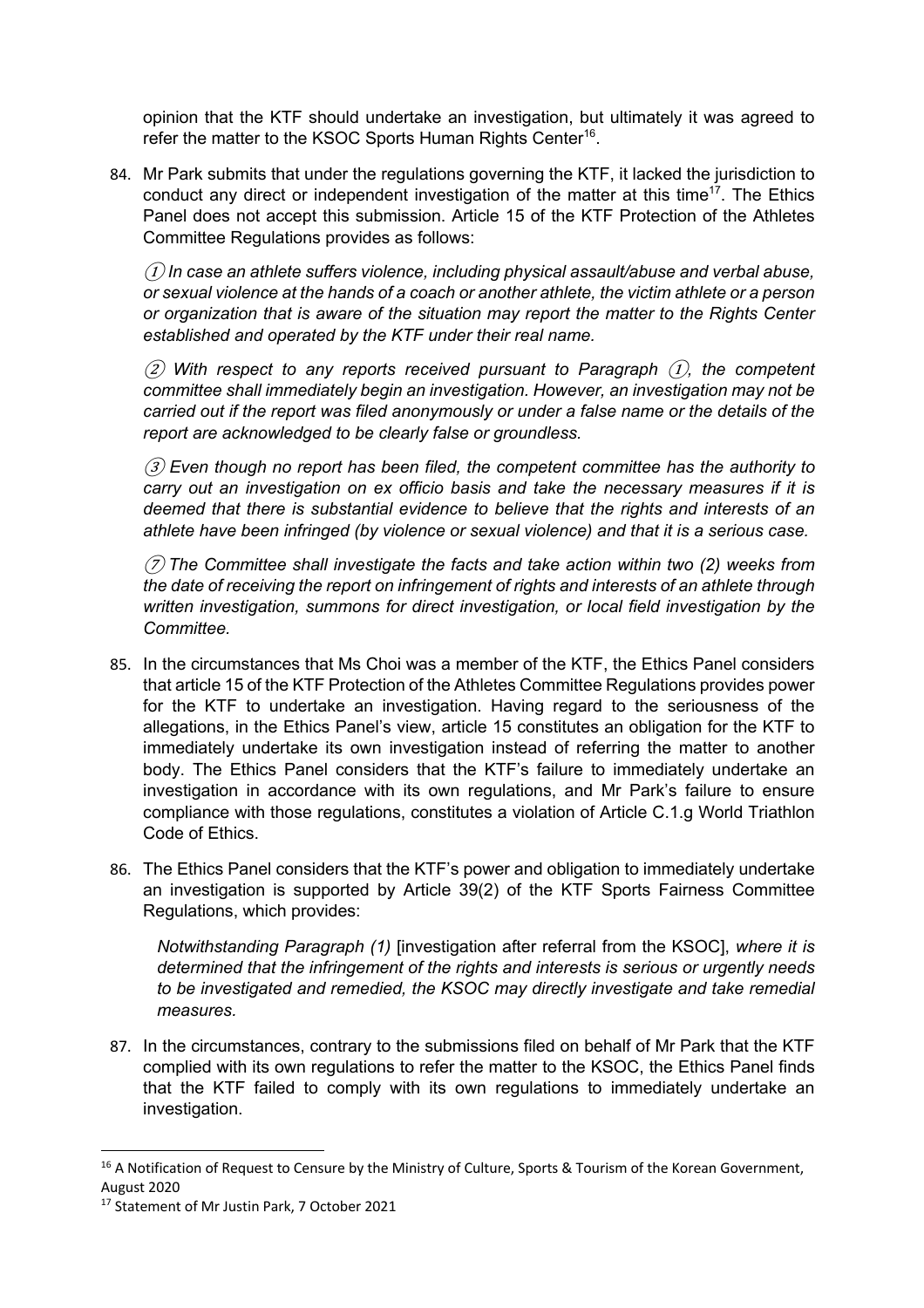opinion that the KTF should undertake an investigation, but ultimately it was agreed to refer the matter to the KSOC Sports Human Rights Center[16].

84. Mr Park submits that under the regulations governing the KTF, it lacked the jurisdiction to conduct any direct or independent investigation of the matter at this time[17]. The Ethics Panel does not accept this submission. Article 15 of the KTF Protection of the Athletes Committee Regulations provides as follows:

   *① In case an athlete suffers violence, including physical assault/abuse and verbal abuse, or sexual violence at the hands of a coach or another athlete, the victim athlete or a person or organization that is aware of the situation may report the matter to the Rights Center established and operated by the KTF under their real name.*

   *② With respect to any reports received pursuant to Paragraph ①, the competent committee shall immediately begin an investigation. However, an investigation may not be carried out if the report was filed anonymously or under a false name or the details of the report are acknowledged to be clearly false or groundless.*

   *③ Even though no report has been filed, the competent committee has the authority to carry out an investigation on ex officio basis and take the necessary measures if it is deemed that there is substantial evidence to believe that the rights and interests of an athlete have been infringed (by violence or sexual violence) and that it is a serious case.*

   *⑦ The Committee shall investigate the facts and take action within two (2) weeks from the date of receiving the report on infringement of rights and interests of an athlete through written investigation, summons for direct investigation, or local field investigation by the Committee.*

85. In the circumstances that Ms Choi was a member of the KTF, the Ethics Panel considers that article 15 of the KTF Protection of the Athletes Committee Regulations provides power for the KTF to undertake an investigation. Having regard to the seriousness of the allegations, in the Ethics Panel's view, article 15 constitutes an obligation for the KTF to immediately undertake its own investigation instead of referring the matter to another body. The Ethics Panel considers that the KTF's failure to immediately undertake an investigation in accordance with its own regulations, and Mr Park's failure to ensure compliance with those regulations, constitutes a violation of Article C.1.g World Triathlon Code of Ethics.

86. The Ethics Panel considers that the KTF's power and obligation to immediately undertake an investigation is supported by Article 39(2) of the KTF Sports Fairness Committee Regulations, which provides:

   *Notwithstanding Paragraph (1)* [investigation after referral from the KSOC], *where it is determined that the infringement of the rights and interests is serious or urgently needs to be investigated and remedied, the KSOC may directly investigate and take remedial measures.*

87. In the circumstances, contrary to the submissions filed on behalf of Mr Park that the KTF complied with its own regulations to refer the matter to the KSOC, the Ethics Panel finds that the KTF failed to comply with its own regulations to immediately undertake an investigation.

---

[16] A Notification of Request to Censure by the Ministry of Culture, Sports & Tourism of the Korean Government, August 2020

[17] Statement of Mr Justin Park, 7 October 2021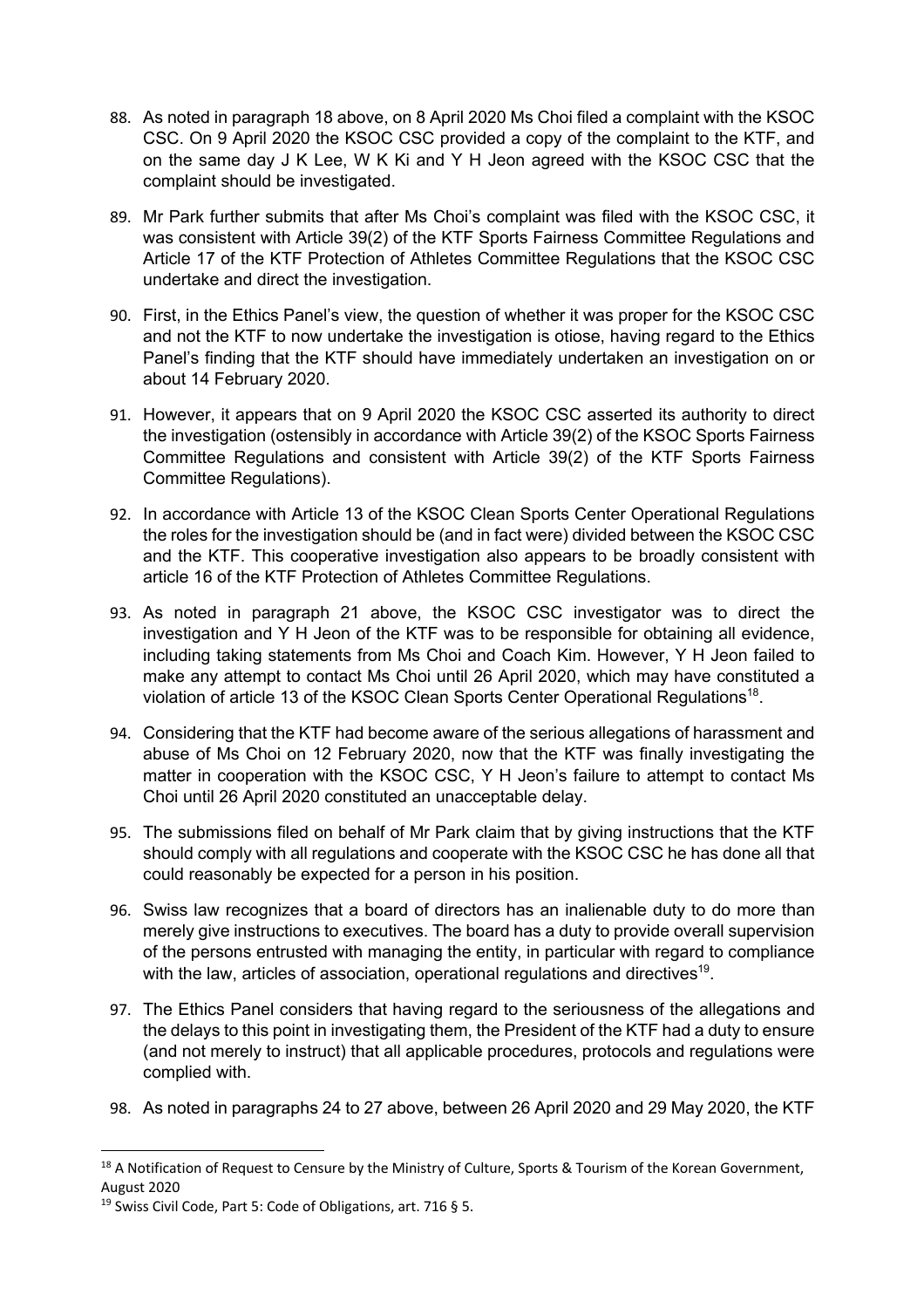88. As noted in paragraph 18 above, on 8 April 2020 Ms Choi filed a complaint with the KSOC CSC. On 9 April 2020 the KSOC CSC provided a copy of the complaint to the KTF, and on the same day J K Lee, W K Ki and Y H Jeon agreed with the KSOC CSC that the complaint should be investigated.

89. Mr Park further submits that after Ms Choi's complaint was filed with the KSOC CSC, it was consistent with Article 39(2) of the KTF Sports Fairness Committee Regulations and Article 17 of the KTF Protection of Athletes Committee Regulations that the KSOC CSC undertake and direct the investigation.

90. First, in the Ethics Panel's view, the question of whether it was proper for the KSOC CSC and not the KTF to now undertake the investigation is otiose, having regard to the Ethics Panel's finding that the KTF should have immediately undertaken an investigation on or about 14 February 2020.

91. However, it appears that on 9 April 2020 the KSOC CSC asserted its authority to direct the investigation (ostensibly in accordance with Article 39(2) of the KSOC Sports Fairness Committee Regulations and consistent with Article 39(2) of the KTF Sports Fairness Committee Regulations).

92. In accordance with Article 13 of the KSOC Clean Sports Center Operational Regulations the roles for the investigation should be (and in fact were) divided between the KSOC CSC and the KTF. This cooperative investigation also appears to be broadly consistent with article 16 of the KTF Protection of Athletes Committee Regulations.

93. As noted in paragraph 21 above, the KSOC CSC investigator was to direct the investigation and Y H Jeon of the KTF was to be responsible for obtaining all evidence, including taking statements from Ms Choi and Coach Kim. However, Y H Jeon failed to make any attempt to contact Ms Choi until 26 April 2020, which may have constituted a violation of article 13 of the KSOC Clean Sports Center Operational Regulations[18].

94. Considering that the KTF had become aware of the serious allegations of harassment and abuse of Ms Choi on 12 February 2020, now that the KTF was finally investigating the matter in cooperation with the KSOC CSC, Y H Jeon's failure to attempt to contact Ms Choi until 26 April 2020 constituted an unacceptable delay.

95. The submissions filed on behalf of Mr Park claim that by giving instructions that the KTF should comply with all regulations and cooperate with the KSOC CSC he has done all that could reasonably be expected for a person in his position.

96. Swiss law recognizes that a board of directors has an inalienable duty to do more than merely give instructions to executives. The board has a duty to provide overall supervision of the persons entrusted with managing the entity, in particular with regard to compliance with the law, articles of association, operational regulations and directives[19].

97. The Ethics Panel considers that having regard to the seriousness of the allegations and the delays to this point in investigating them, the President of the KTF had a duty to ensure (and not merely to instruct) that all applicable procedures, protocols and regulations were complied with.

98. As noted in paragraphs 24 to 27 above, between 26 April 2020 and 29 May 2020, the KTF

---

[18] A Notification of Request to Censure by the Ministry of Culture, Sports & Tourism of the Korean Government, August 2020

[19] Swiss Civil Code, Part 5: Code of Obligations, art. 716 § 5.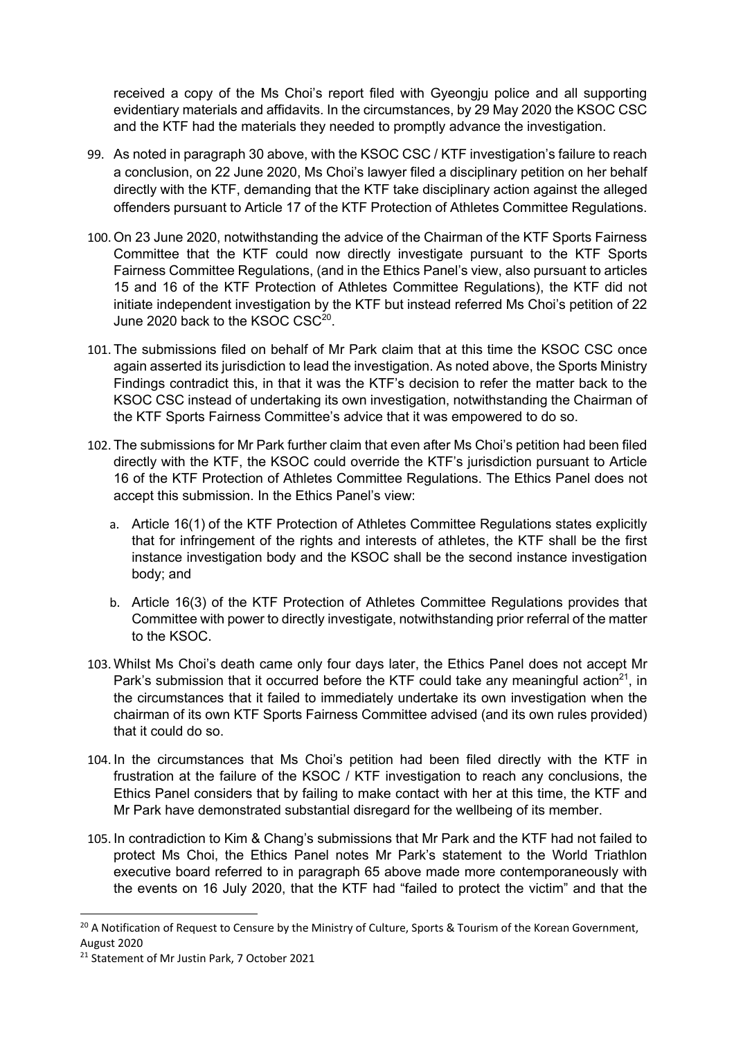received a copy of the Ms Choi's report filed with Gyeongju police and all supporting evidentiary materials and affidavits. In the circumstances, by 29 May 2020 the KSOC CSC and the KTF had the materials they needed to promptly advance the investigation.

99. As noted in paragraph 30 above, with the KSOC CSC / KTF investigation's failure to reach a conclusion, on 22 June 2020, Ms Choi's lawyer filed a disciplinary petition on her behalf directly with the KTF, demanding that the KTF take disciplinary action against the alleged offenders pursuant to Article 17 of the KTF Protection of Athletes Committee Regulations.

100. On 23 June 2020, notwithstanding the advice of the Chairman of the KTF Sports Fairness Committee that the KTF could now directly investigate pursuant to the KTF Sports Fairness Committee Regulations, (and in the Ethics Panel's view, also pursuant to articles 15 and 16 of the KTF Protection of Athletes Committee Regulations), the KTF did not initiate independent investigation by the KTF but instead referred Ms Choi's petition of 22 June 2020 back to the KSOC CSC[20].

101. The submissions filed on behalf of Mr Park claim that at this time the KSOC CSC once again asserted its jurisdiction to lead the investigation. As noted above, the Sports Ministry Findings contradict this, in that it was the KTF's decision to refer the matter back to the KSOC CSC instead of undertaking its own investigation, notwithstanding the Chairman of the KTF Sports Fairness Committee's advice that it was empowered to do so.

102. The submissions for Mr Park further claim that even after Ms Choi's petition had been filed directly with the KTF, the KSOC could override the KTF's jurisdiction pursuant to Article 16 of the KTF Protection of Athletes Committee Regulations. The Ethics Panel does not accept this submission. In the Ethics Panel's view:

    a. Article 16(1) of the KTF Protection of Athletes Committee Regulations states explicitly that for infringement of the rights and interests of athletes, the KTF shall be the first instance investigation body and the KSOC shall be the second instance investigation body; and

    b. Article 16(3) of the KTF Protection of Athletes Committee Regulations provides that Committee with power to directly investigate, notwithstanding prior referral of the matter to the KSOC.

103. Whilst Ms Choi's death came only four days later, the Ethics Panel does not accept Mr Park's submission that it occurred before the KTF could take any meaningful action[21], in the circumstances that it failed to immediately undertake its own investigation when the chairman of its own KTF Sports Fairness Committee advised (and its own rules provided) that it could do so.

104. In the circumstances that Ms Choi's petition had been filed directly with the KTF in frustration at the failure of the KSOC / KTF investigation to reach any conclusions, the Ethics Panel considers that by failing to make contact with her at this time, the KTF and Mr Park have demonstrated substantial disregard for the wellbeing of its member.

105. In contradiction to Kim & Chang's submissions that Mr Park and the KTF had not failed to protect Ms Choi, the Ethics Panel notes Mr Park's statement to the World Triathlon executive board referred to in paragraph 65 above made more contemporaneously with the events on 16 July 2020, that the KTF had "failed to protect the victim" and that the

---

[20] A Notification of Request to Censure by the Ministry of Culture, Sports & Tourism of the Korean Government, August 2020

[21] Statement of Mr Justin Park, 7 October 2021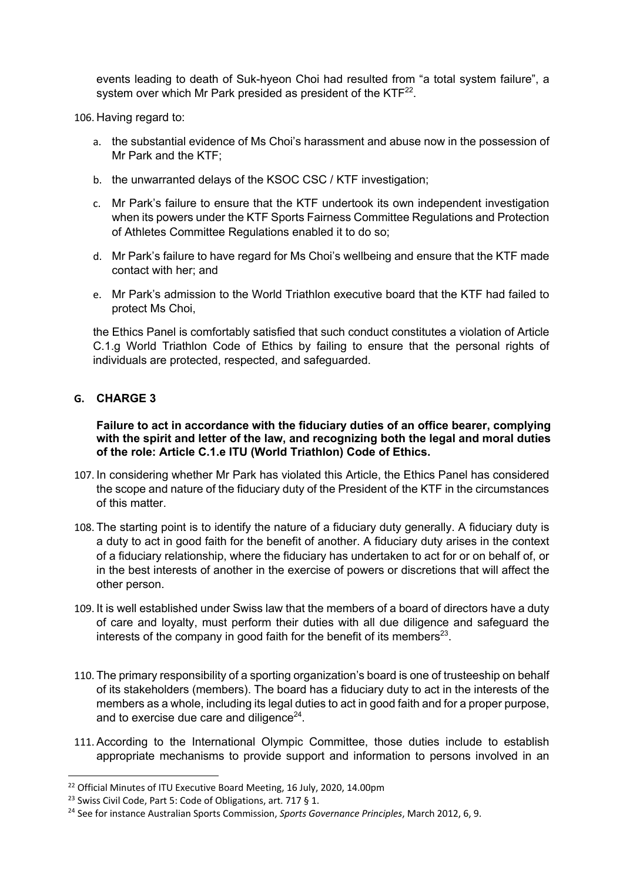events leading to death of Suk-hyeon Choi had resulted from "a total system failure", a system over which Mr Park presided as president of the KTF[22].

106. Having regard to:

a. the substantial evidence of Ms Choi's harassment and abuse now in the possession of Mr Park and the KTF;

b. the unwarranted delays of the KSOC CSC / KTF investigation;

c. Mr Park's failure to ensure that the KTF undertook its own independent investigation when its powers under the KTF Sports Fairness Committee Regulations and Protection of Athletes Committee Regulations enabled it to do so;

d. Mr Park's failure to have regard for Ms Choi's wellbeing and ensure that the KTF made contact with her; and

e. Mr Park's admission to the World Triathlon executive board that the KTF had failed to protect Ms Choi,

the Ethics Panel is comfortably satisfied that such conduct constitutes a violation of Article C.1.g World Triathlon Code of Ethics by failing to ensure that the personal rights of individuals are protected, respected, and safeguarded.

## G. CHARGE 3

**Failure to act in accordance with the fiduciary duties of an office bearer, complying with the spirit and letter of the law, and recognizing both the legal and moral duties of the role: Article C.1.e ITU (World Triathlon) Code of Ethics.**

107. In considering whether Mr Park has violated this Article, the Ethics Panel has considered the scope and nature of the fiduciary duty of the President of the KTF in the circumstances of this matter.

108. The starting point is to identify the nature of a fiduciary duty generally. A fiduciary duty is a duty to act in good faith for the benefit of another. A fiduciary duty arises in the context of a fiduciary relationship, where the fiduciary has undertaken to act for or on behalf of, or in the best interests of another in the exercise of powers or discretions that will affect the other person.

109. It is well established under Swiss law that the members of a board of directors have a duty of care and loyalty, must perform their duties with all due diligence and safeguard the interests of the company in good faith for the benefit of its members[23].

110. The primary responsibility of a sporting organization's board is one of trusteeship on behalf of its stakeholders (members). The board has a fiduciary duty to act in the interests of the members as a whole, including its legal duties to act in good faith and for a proper purpose, and to exercise due care and diligence[24].

111. According to the International Olympic Committee, those duties include to establish appropriate mechanisms to provide support and information to persons involved in an

[22] Official Minutes of ITU Executive Board Meeting, 16 July, 2020, 14.00pm

[23] Swiss Civil Code, Part 5: Code of Obligations, art. 717 § 1.

[24] See for instance Australian Sports Commission, *Sports Governance Principles*, March 2012, 6, 9.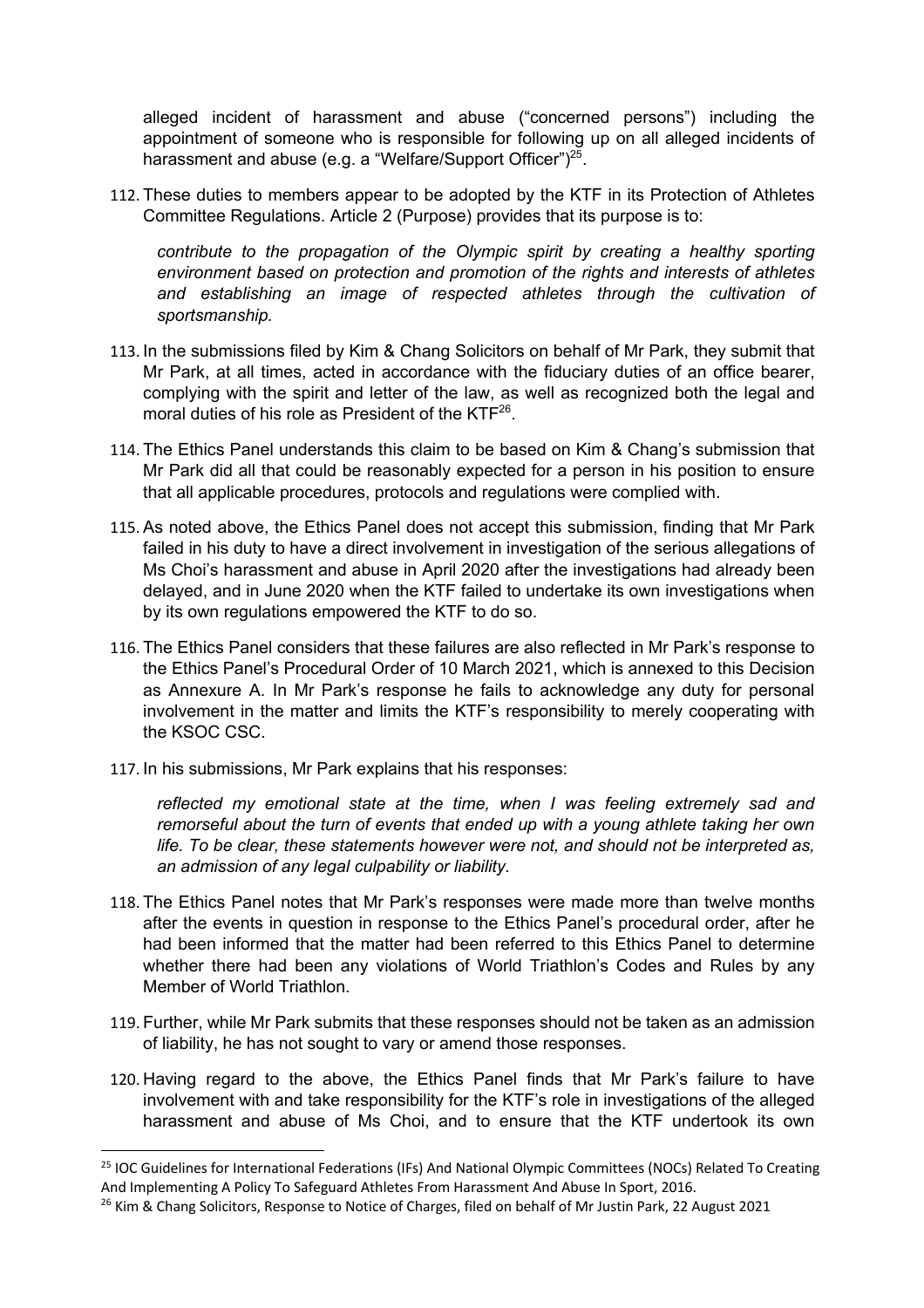alleged incident of harassment and abuse ("concerned persons") including the appointment of someone who is responsible for following up on all alleged incidents of harassment and abuse (e.g. a "Welfare/Support Officer")[25].

112. These duties to members appear to be adopted by the KTF in its Protection of Athletes Committee Regulations. Article 2 (Purpose) provides that its purpose is to:

    *contribute to the propagation of the Olympic spirit by creating a healthy sporting environment based on protection and promotion of the rights and interests of athletes and establishing an image of respected athletes through the cultivation of sportsmanship.*

113. In the submissions filed by Kim & Chang Solicitors on behalf of Mr Park, they submit that Mr Park, at all times, acted in accordance with the fiduciary duties of an office bearer, complying with the spirit and letter of the law, as well as recognized both the legal and moral duties of his role as President of the KTF[26].

114. The Ethics Panel understands this claim to be based on Kim & Chang's submission that Mr Park did all that could be reasonably expected for a person in his position to ensure that all applicable procedures, protocols and regulations were complied with.

115. As noted above, the Ethics Panel does not accept this submission, finding that Mr Park failed in his duty to have a direct involvement in investigation of the serious allegations of Ms Choi's harassment and abuse in April 2020 after the investigations had already been delayed, and in June 2020 when the KTF failed to undertake its own investigations when by its own regulations empowered the KTF to do so.

116. The Ethics Panel considers that these failures are also reflected in Mr Park's response to the Ethics Panel's Procedural Order of 10 March 2021, which is annexed to this Decision as Annexure A. In Mr Park's response he fails to acknowledge any duty for personal involvement in the matter and limits the KTF's responsibility to merely cooperating with the KSOC CSC.

117. In his submissions, Mr Park explains that his responses:

    *reflected my emotional state at the time, when I was feeling extremely sad and remorseful about the turn of events that ended up with a young athlete taking her own life. To be clear, these statements however were not, and should not be interpreted as, an admission of any legal culpability or liability.*

118. The Ethics Panel notes that Mr Park's responses were made more than twelve months after the events in question in response to the Ethics Panel's procedural order, after he had been informed that the matter had been referred to this Ethics Panel to determine whether there had been any violations of World Triathlon's Codes and Rules by any Member of World Triathlon.

119. Further, while Mr Park submits that these responses should not be taken as an admission of liability, he has not sought to vary or amend those responses.

120. Having regard to the above, the Ethics Panel finds that Mr Park's failure to have involvement with and take responsibility for the KTF's role in investigations of the alleged harassment and abuse of Ms Choi, and to ensure that the KTF undertook its own

---

[25] IOC Guidelines for International Federations (IFs) And National Olympic Committees (NOCs) Related To Creating And Implementing A Policy To Safeguard Athletes From Harassment And Abuse In Sport, 2016.

[26] Kim & Chang Solicitors, Response to Notice of Charges, filed on behalf of Mr Justin Park, 22 August 2021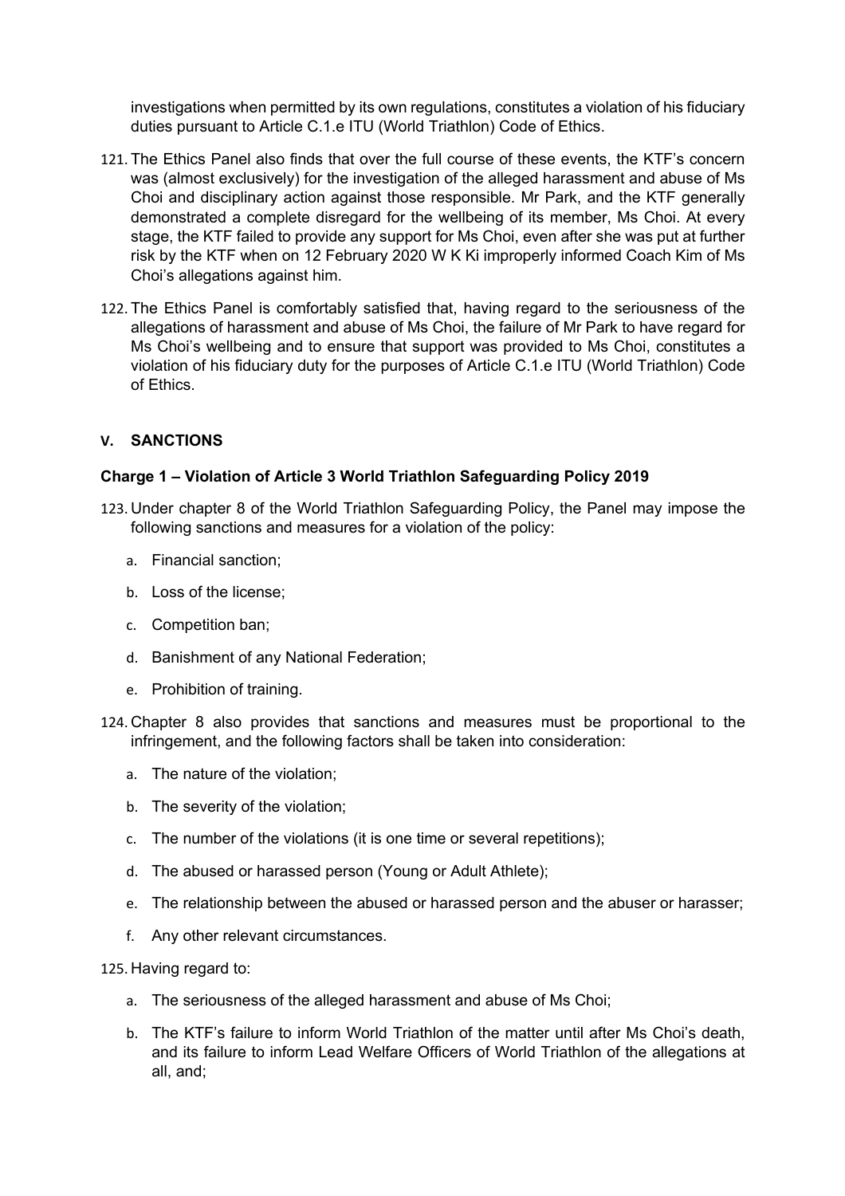investigations when permitted by its own regulations, constitutes a violation of his fiduciary duties pursuant to Article C.1.e ITU (World Triathlon) Code of Ethics.

121. The Ethics Panel also finds that over the full course of these events, the KTF's concern was (almost exclusively) for the investigation of the alleged harassment and abuse of Ms Choi and disciplinary action against those responsible. Mr Park, and the KTF generally demonstrated a complete disregard for the wellbeing of its member, Ms Choi. At every stage, the KTF failed to provide any support for Ms Choi, even after she was put at further risk by the KTF when on 12 February 2020 W K Ki improperly informed Coach Kim of Ms Choi's allegations against him.

122. The Ethics Panel is comfortably satisfied that, having regard to the seriousness of the allegations of harassment and abuse of Ms Choi, the failure of Mr Park to have regard for Ms Choi's wellbeing and to ensure that support was provided to Ms Choi, constitutes a violation of his fiduciary duty for the purposes of Article C.1.e ITU (World Triathlon) Code of Ethics.

## V. SANCTIONS

### Charge 1 – Violation of Article 3 World Triathlon Safeguarding Policy 2019

123. Under chapter 8 of the World Triathlon Safeguarding Policy, the Panel may impose the following sanctions and measures for a violation of the policy:

   a. Financial sanction;

   b. Loss of the license;

   c. Competition ban;

   d. Banishment of any National Federation;

   e. Prohibition of training.

124. Chapter 8 also provides that sanctions and measures must be proportional to the infringement, and the following factors shall be taken into consideration:

   a. The nature of the violation;

   b. The severity of the violation;

   c. The number of the violations (it is one time or several repetitions);

   d. The abused or harassed person (Young or Adult Athlete);

   e. The relationship between the abused or harassed person and the abuser or harasser;

   f. Any other relevant circumstances.

125. Having regard to:

   a. The seriousness of the alleged harassment and abuse of Ms Choi;

   b. The KTF's failure to inform World Triathlon of the matter until after Ms Choi's death, and its failure to inform Lead Welfare Officers of World Triathlon of the allegations at all, and;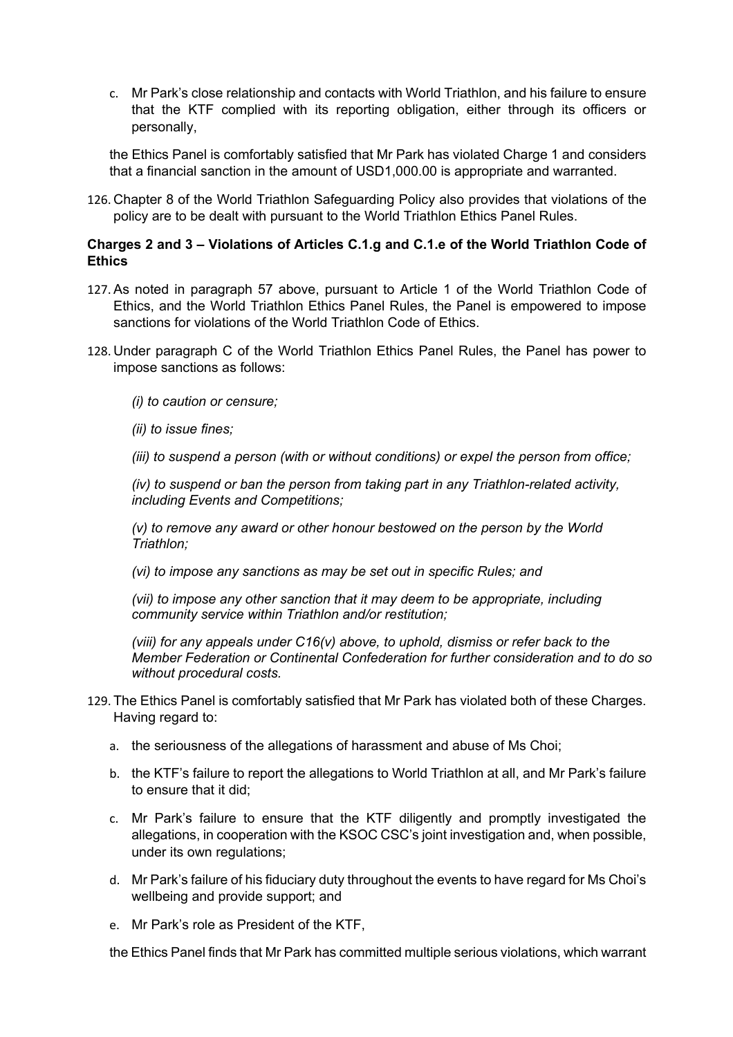c. Mr Park's close relationship and contacts with World Triathlon, and his failure to ensure that the KTF complied with its reporting obligation, either through its officers or personally,

the Ethics Panel is comfortably satisfied that Mr Park has violated Charge 1 and considers that a financial sanction in the amount of USD1,000.00 is appropriate and warranted.

126. Chapter 8 of the World Triathlon Safeguarding Policy also provides that violations of the policy are to be dealt with pursuant to the World Triathlon Ethics Panel Rules.

**Charges 2 and 3 – Violations of Articles C.1.g and C.1.e of the World Triathlon Code of Ethics**

127. As noted in paragraph 57 above, pursuant to Article 1 of the World Triathlon Code of Ethics, and the World Triathlon Ethics Panel Rules, the Panel is empowered to impose sanctions for violations of the World Triathlon Code of Ethics.

128. Under paragraph C of the World Triathlon Ethics Panel Rules, the Panel has power to impose sanctions as follows:

*(i) to caution or censure;*

*(ii) to issue fines;*

*(iii) to suspend a person (with or without conditions) or expel the person from office;*

*(iv) to suspend or ban the person from taking part in any Triathlon-related activity, including Events and Competitions;*

*(v) to remove any award or other honour bestowed on the person by the World Triathlon;*

*(vi) to impose any sanctions as may be set out in specific Rules; and*

*(vii) to impose any other sanction that it may deem to be appropriate, including community service within Triathlon and/or restitution;*

*(viii) for any appeals under C16(v) above, to uphold, dismiss or refer back to the Member Federation or Continental Confederation for further consideration and to do so without procedural costs.*

129. The Ethics Panel is comfortably satisfied that Mr Park has violated both of these Charges. Having regard to:

a. the seriousness of the allegations of harassment and abuse of Ms Choi;

b. the KTF's failure to report the allegations to World Triathlon at all, and Mr Park's failure to ensure that it did;

c. Mr Park's failure to ensure that the KTF diligently and promptly investigated the allegations, in cooperation with the KSOC CSC's joint investigation and, when possible, under its own regulations;

d. Mr Park's failure of his fiduciary duty throughout the events to have regard for Ms Choi's wellbeing and provide support; and

e. Mr Park's role as President of the KTF,

the Ethics Panel finds that Mr Park has committed multiple serious violations, which warrant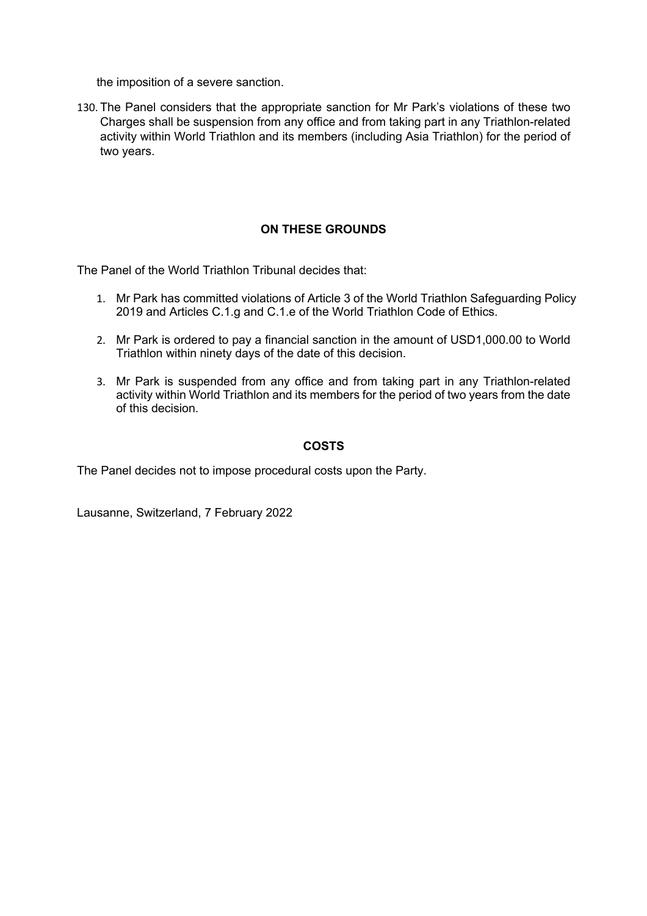the imposition of a severe sanction.

130. The Panel considers that the appropriate sanction for Mr Park's violations of these two Charges shall be suspension from any office and from taking part in any Triathlon-related activity within World Triathlon and its members (including Asia Triathlon) for the period of two years.

## ON THESE GROUNDS

The Panel of the World Triathlon Tribunal decides that:

1. Mr Park has committed violations of Article 3 of the World Triathlon Safeguarding Policy 2019 and Articles C.1.g and C.1.e of the World Triathlon Code of Ethics.

2. Mr Park is ordered to pay a financial sanction in the amount of USD1,000.00 to World Triathlon within ninety days of the date of this decision.

3. Mr Park is suspended from any office and from taking part in any Triathlon-related activity within World Triathlon and its members for the period of two years from the date of this decision.

## COSTS

The Panel decides not to impose procedural costs upon the Party.

Lausanne, Switzerland, 7 February 2022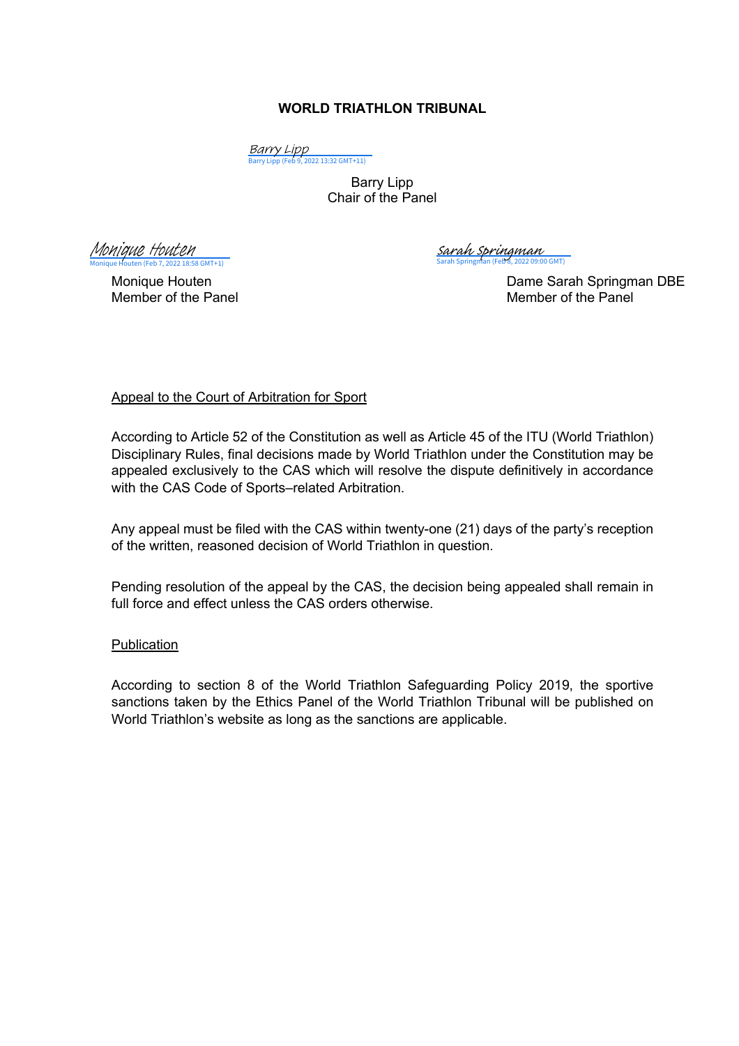**WORLD TRIATHLON TRIBUNAL**

Barry Lipp
Barry Lipp (Feb 9, 2022 13:32 GMT+11)

Barry Lipp
Chair of the Panel

Monique Houten
Monique Houten (Feb 7, 2022 18:58 GMT+1)

Monique Houten
Member of the Panel

Sarah Springman
Sarah Springman (Feb 8, 2022 09:00 GMT)

Dame Sarah Springman DBE
Member of the Panel

<u>Appeal to the Court of Arbitration for Sport</u>

According to Article 52 of the Constitution as well as Article 45 of the ITU (World Triathlon) Disciplinary Rules, final decisions made by World Triathlon under the Constitution may be appealed exclusively to the CAS which will resolve the dispute definitively in accordance with the CAS Code of Sports–related Arbitration.

Any appeal must be filed with the CAS within twenty-one (21) days of the party's reception of the written, reasoned decision of World Triathlon in question.

Pending resolution of the appeal by the CAS, the decision being appealed shall remain in full force and effect unless the CAS orders otherwise.

<u>Publication</u>

According to section 8 of the World Triathlon Safeguarding Policy 2019, the sportive sanctions taken by the Ethics Panel of the World Triathlon Tribunal will be published on World Triathlon's website as long as the sanctions are applicable.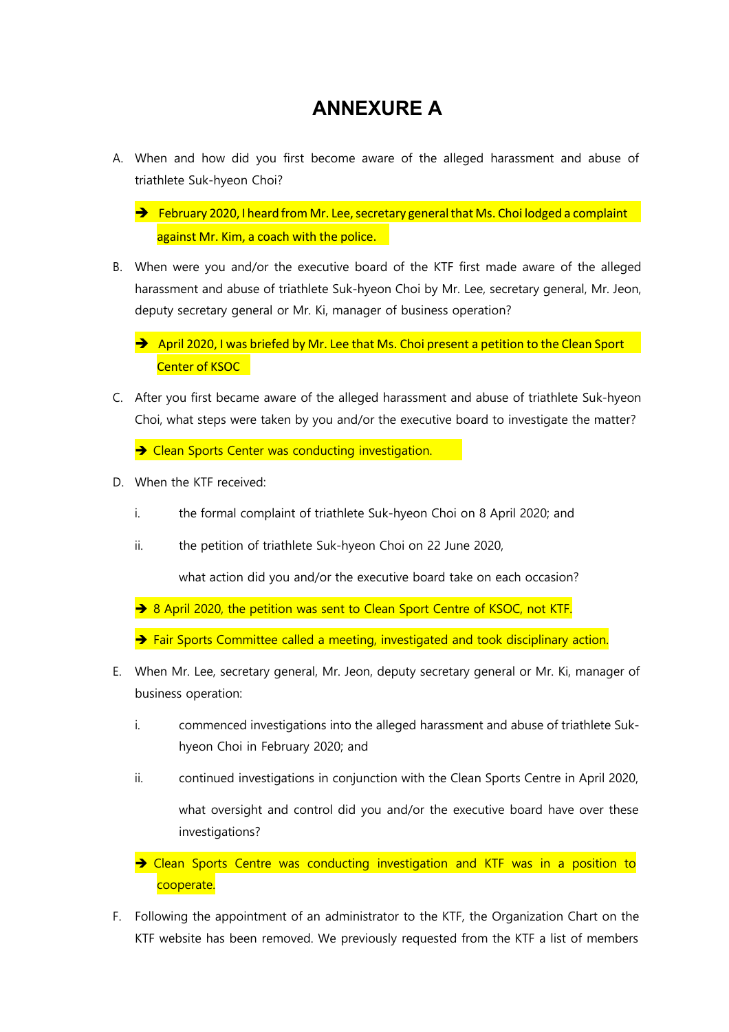# ANNEXURE A

A. When and how did you first become aware of the alleged harassment and abuse of triathlete Suk-hyeon Choi?

→ February 2020, I heard from Mr. Lee, secretary general that Ms. Choi lodged a complaint against Mr. Kim, a coach with the police.

B. When were you and/or the executive board of the KTF first made aware of the alleged harassment and abuse of triathlete Suk-hyeon Choi by Mr. Lee, secretary general, Mr. Jeon, deputy secretary general or Mr. Ki, manager of business operation?

→ April 2020, I was briefed by Mr. Lee that Ms. Choi present a petition to the Clean Sport Center of KSOC

C. After you first became aware of the alleged harassment and abuse of triathlete Suk-hyeon Choi, what steps were taken by you and/or the executive board to investigate the matter?

→ Clean Sports Center was conducting investigation.

D. When the KTF received:

   i. the formal complaint of triathlete Suk-hyeon Choi on 8 April 2020; and

   ii. the petition of triathlete Suk-hyeon Choi on 22 June 2020,

   what action did you and/or the executive board take on each occasion?

→ 8 April 2020, the petition was sent to Clean Sport Centre of KSOC, not KTF.

→ Fair Sports Committee called a meeting, investigated and took disciplinary action.

E. When Mr. Lee, secretary general, Mr. Jeon, deputy secretary general or Mr. Ki, manager of business operation:

   i. commenced investigations into the alleged harassment and abuse of triathlete Suk-hyeon Choi in February 2020; and

   ii. continued investigations in conjunction with the Clean Sports Centre in April 2020,

   what oversight and control did you and/or the executive board have over these investigations?

→ Clean Sports Centre was conducting investigation and KTF was in a position to cooperate.

F. Following the appointment of an administrator to the KTF, the Organization Chart on the KTF website has been removed. We previously requested from the KTF a list of members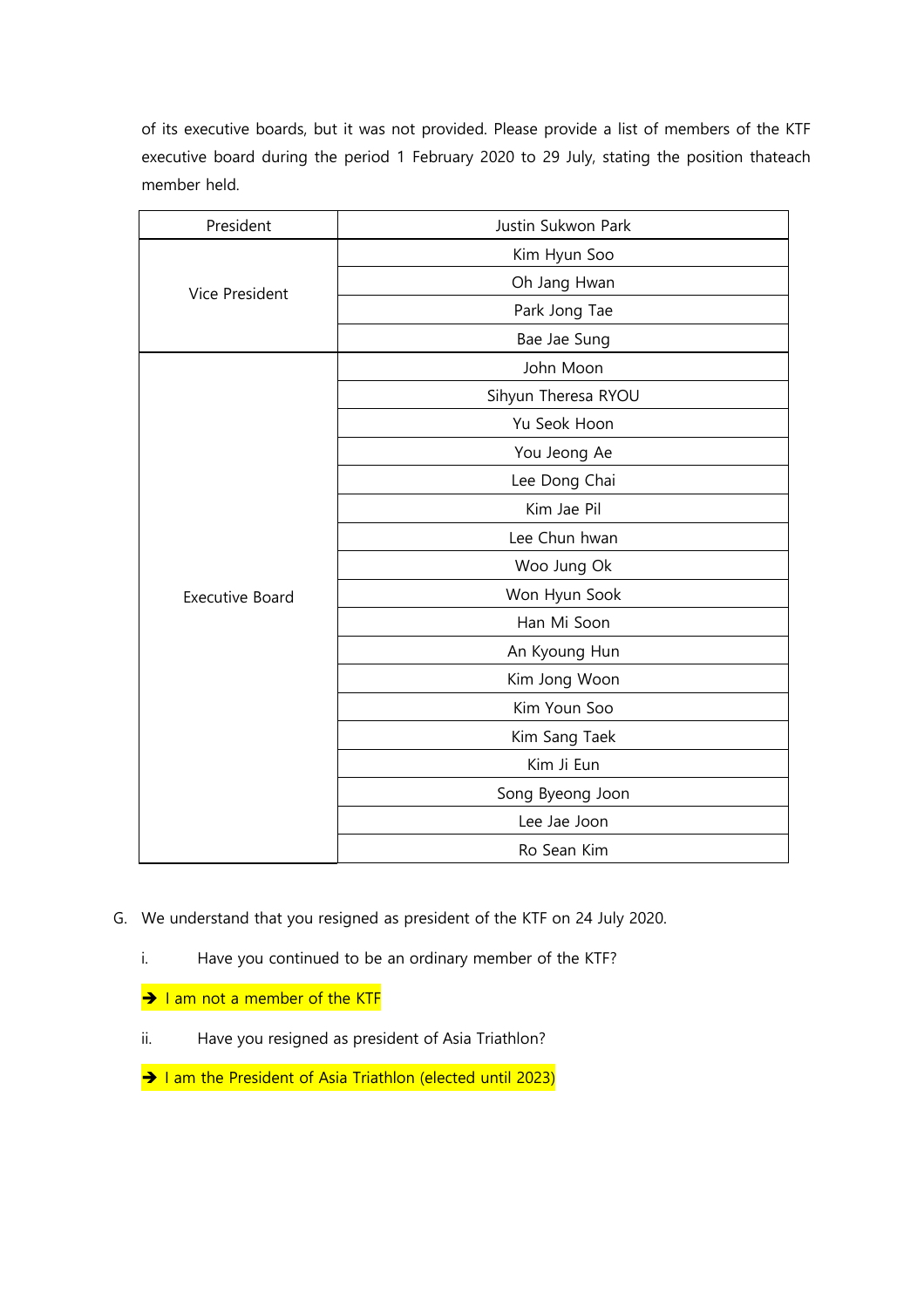of its executive boards, but it was not provided. Please provide a list of members of the KTF executive board during the period 1 February 2020 to 29 July, stating the position thateach member held.

| President | Justin Sukwon Park |
|---|---|
| Vice President | Kim Hyun Soo |
| | Oh Jang Hwan |
| | Park Jong Tae |
| | Bae Jae Sung |
| Executive Board | John Moon |
| | Sihyun Theresa RYOU |
| | Yu Seok Hoon |
| | You Jeong Ae |
| | Lee Dong Chai |
| | Kim Jae Pil |
| | Lee Chun hwan |
| | Woo Jung Ok |
| | Won Hyun Sook |
| | Han Mi Soon |
| | An Kyoung Hun |
| | Kim Jong Woon |
| | Kim Youn Soo |
| | Kim Sang Taek |
| | Kim Ji Eun |
| | Song Byeong Joon |
| | Lee Jae Joon |
| | Ro Sean Kim |

G. We understand that you resigned as president of the KTF on 24 July 2020.

i. Have you continued to be an ordinary member of the KTF?

➔ I am not a member of the KTF

ii. Have you resigned as president of Asia Triathlon?

➔ I am the President of Asia Triathlon (elected until 2023)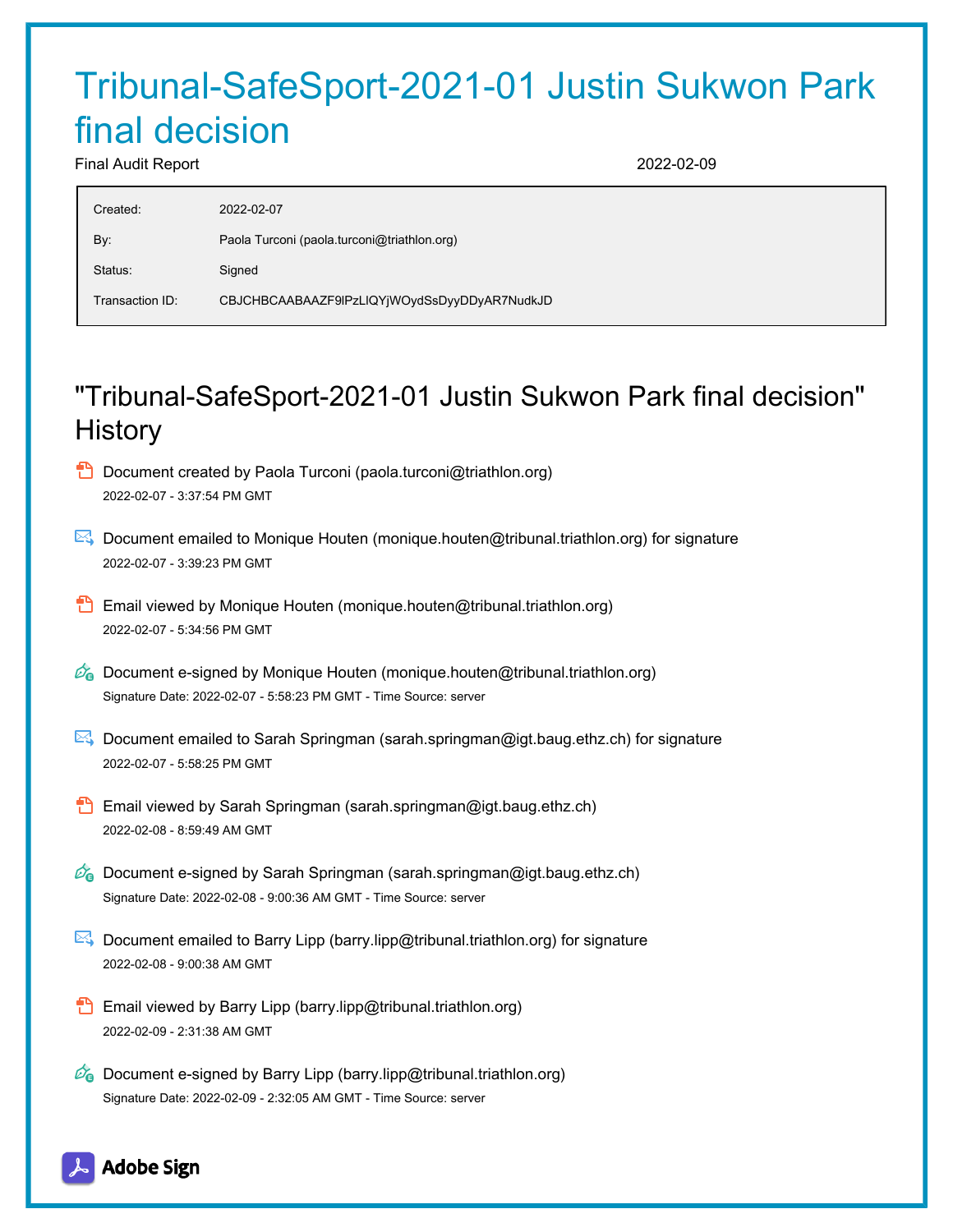# Tribunal-SafeSport-2021-01 Justin Sukwon Park final decision

Final Audit Report 2022-02-09

| | |
|---|---|
| Created: | 2022-02-07 |
| By: | Paola Turconi (paola.turconi@triathlon.org) |
| Status: | Signed |
| Transaction ID: | CBJCHBCAABAAZF9lPzLIQYjWOydSsDyyDDyAR7NudkJD |

## "Tribunal-SafeSport-2021-01 Justin Sukwon Park final decision" History

- Document created by Paola Turconi (paola.turconi@triathlon.org)
  2022-02-07 - 3:37:54 PM GMT

- Document emailed to Monique Houten (monique.houten@tribunal.triathlon.org) for signature
  2022-02-07 - 3:39:23 PM GMT

- Email viewed by Monique Houten (monique.houten@tribunal.triathlon.org)
  2022-02-07 - 5:34:56 PM GMT

- Document e-signed by Monique Houten (monique.houten@tribunal.triathlon.org)
  Signature Date: 2022-02-07 - 5:58:23 PM GMT - Time Source: server

- Document emailed to Sarah Springman (sarah.springman@igt.baug.ethz.ch) for signature
  2022-02-07 - 5:58:25 PM GMT

- Email viewed by Sarah Springman (sarah.springman@igt.baug.ethz.ch)
  2022-02-08 - 8:59:49 AM GMT

- Document e-signed by Sarah Springman (sarah.springman@igt.baug.ethz.ch)
  Signature Date: 2022-02-08 - 9:00:36 AM GMT - Time Source: server

- Document emailed to Barry Lipp (barry.lipp@tribunal.triathlon.org) for signature
  2022-02-08 - 9:00:38 AM GMT

- Email viewed by Barry Lipp (barry.lipp@tribunal.triathlon.org)
  2022-02-09 - 2:31:38 AM GMT

- Document e-signed by Barry Lipp (barry.lipp@tribunal.triathlon.org)
  Signature Date: 2022-02-09 - 2:32:05 AM GMT - Time Source: server

Adobe Sign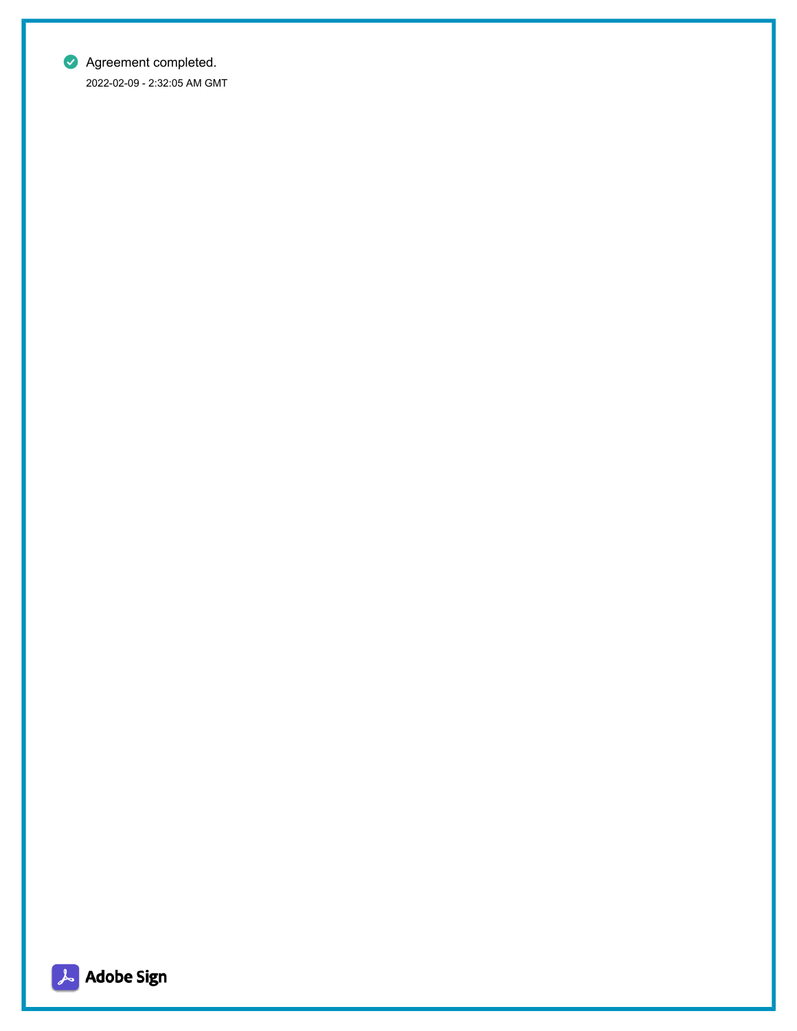Agreement completed.

2022-02-09 - 2:32:05 AM GMT

Adobe Sign